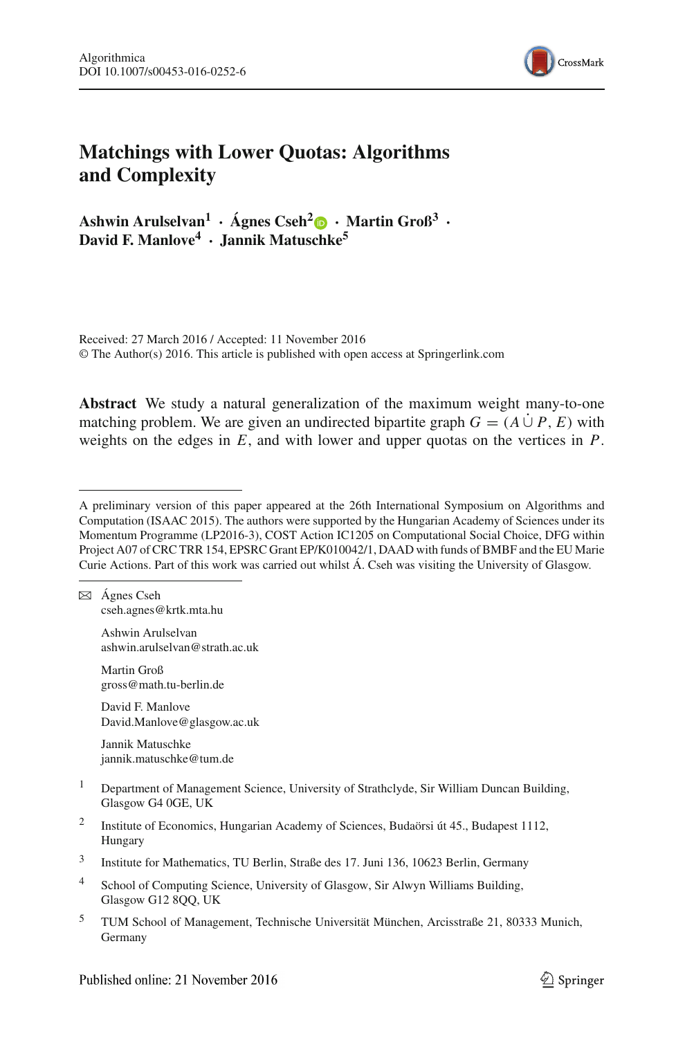# Matchings with Lower Quotas: Algorithms and Complexity

**Ashwin Arulselvan[1] · Ágnes Cseh[2] · Martin Groß[3] · David F. Manlove[4] · Jannik Matuschke[5]**

Received: 27 March 2016 / Accepted: 11 November 2016
© The Author(s) 2016. This article is published with open access at Springerlink.com

**Abstract** We study a natural generalization of the maximum weight many-to-one matching problem. We are given an undirected bipartite graph $G = (A \dot\cup P, E)$ with weights on the edges in $E$, and with lower and upper quotas on the vertices in $P$.

---

A preliminary version of this paper appeared at the 26th International Symposium on Algorithms and Computation (ISAAC 2015). The authors were supported by the Hungarian Academy of Sciences under its Momentum Programme (LP2016-3), COST Action IC1205 on Computational Social Choice, DFG within Project A07 of CRC TRR 154, EPSRC Grant EP/K010042/1, DAAD with funds of BMBF and the EU Marie Curie Actions. Part of this work was carried out whilst Á. Cseh was visiting the University of Glasgow.

---

✉ Ágnes Cseh
cseh.agnes@krtk.mta.hu

Ashwin Arulselvan
ashwin.arulselvan@strath.ac.uk

Martin Groß
gross@math.tu-berlin.de

David F. Manlove
David.Manlove@glasgow.ac.uk

Jannik Matuschke
jannik.matuschke@tum.de

1. Department of Management Science, University of Strathclyde, Sir William Duncan Building, Glasgow G4 0GE, UK
2. Institute of Economics, Hungarian Academy of Sciences, Budaörsi út 45., Budapest 1112, Hungary
3. Institute for Mathematics, TU Berlin, Straße des 17. Juni 136, 10623 Berlin, Germany
4. School of Computing Science, University of Glasgow, Sir Alwyn Williams Building, Glasgow G12 8QQ, UK
5. TUM School of Management, Technische Universität München, Arcisstraße 21, 80333 Munich, Germany

Published online: 21 November 2016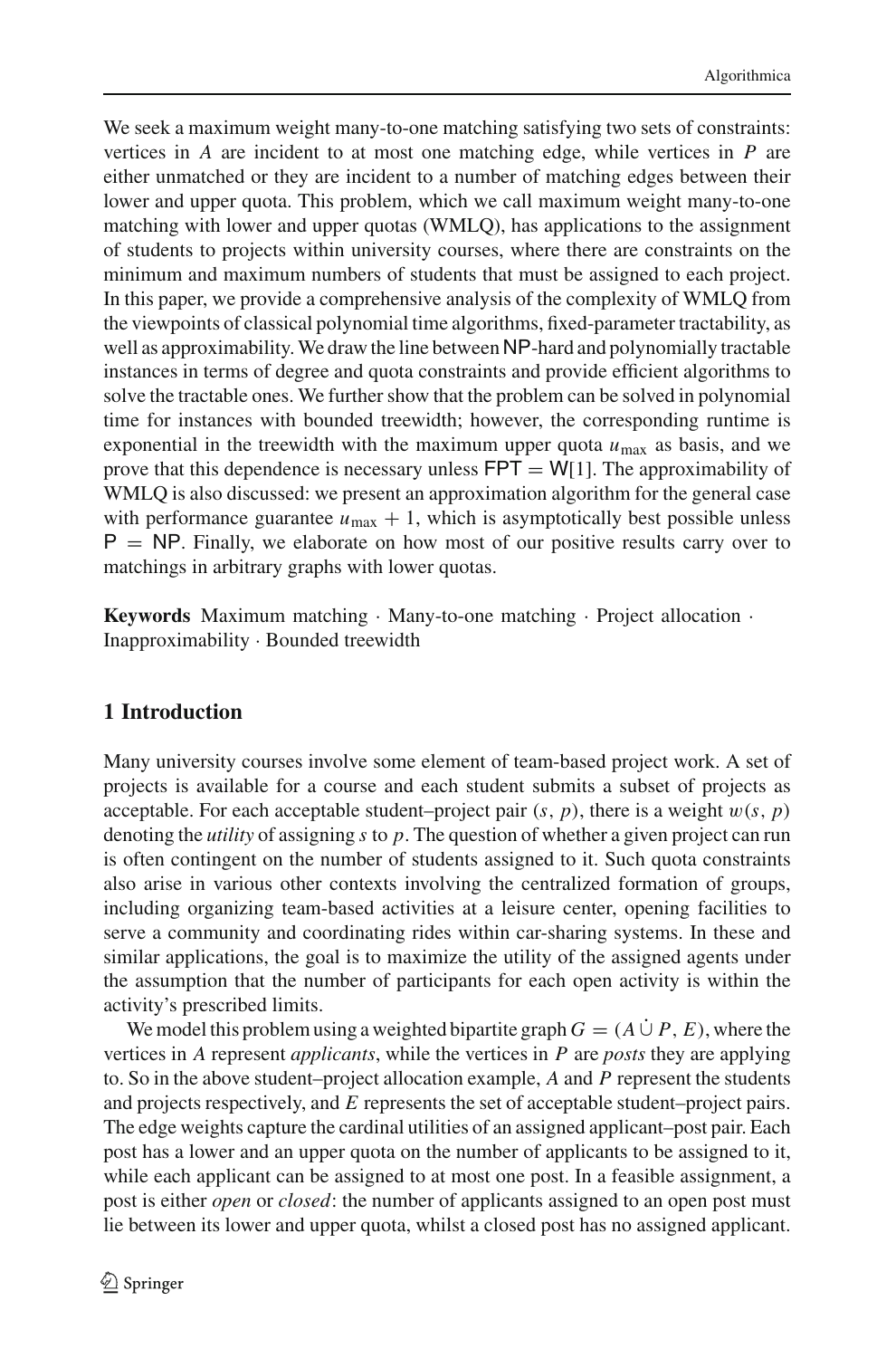We seek a maximum weight many-to-one matching satisfying two sets of constraints: vertices in $A$ are incident to at most one matching edge, while vertices in $P$ are either unmatched or they are incident to a number of matching edges between their lower and upper quota. This problem, which we call maximum weight many-to-one matching with lower and upper quotas (WMLQ), has applications to the assignment of students to projects within university courses, where there are constraints on the minimum and maximum numbers of students that must be assigned to each project. In this paper, we provide a comprehensive analysis of the complexity of WMLQ from the viewpoints of classical polynomial time algorithms, fixed-parameter tractability, as well as approximability. We draw the line between NP-hard and polynomially tractable instances in terms of degree and quota constraints and provide efficient algorithms to solve the tractable ones. We further show that the problem can be solved in polynomial time for instances with bounded treewidth; however, the corresponding runtime is exponential in the treewidth with the maximum upper quota $u_{\max}$ as basis, and we prove that this dependence is necessary unless FPT = W[1]. The approximability of WMLQ is also discussed: we present an approximation algorithm for the general case with performance guarantee $u_{\max} + 1$, which is asymptotically best possible unless P = NP. Finally, we elaborate on how most of our positive results carry over to matchings in arbitrary graphs with lower quotas.

**Keywords** Maximum matching · Many-to-one matching · Project allocation · Inapproximability · Bounded treewidth

## 1 Introduction

Many university courses involve some element of team-based project work. A set of projects is available for a course and each student submits a subset of projects as acceptable. For each acceptable student–project pair $(s, p)$, there is a weight $w(s, p)$ denoting the *utility* of assigning $s$ to $p$. The question of whether a given project can run is often contingent on the number of students assigned to it. Such quota constraints also arise in various other contexts involving the centralized formation of groups, including organizing team-based activities at a leisure center, opening facilities to serve a community and coordinating rides within car-sharing systems. In these and similar applications, the goal is to maximize the utility of the assigned agents under the assumption that the number of participants for each open activity is within the activity's prescribed limits.

We model this problem using a weighted bipartite graph $G = (A \dot{\cup} P, E)$, where the vertices in $A$ represent *applicants*, while the vertices in $P$ are *posts* they are applying to. So in the above student–project allocation example, $A$ and $P$ represent the students and projects respectively, and $E$ represents the set of acceptable student–project pairs. The edge weights capture the cardinal utilities of an assigned applicant–post pair. Each post has a lower and an upper quota on the number of applicants to be assigned to it, while each applicant can be assigned to at most one post. In a feasible assignment, a post is either *open* or *closed*: the number of applicants assigned to an open post must lie between its lower and upper quota, whilst a closed post has no assigned applicant.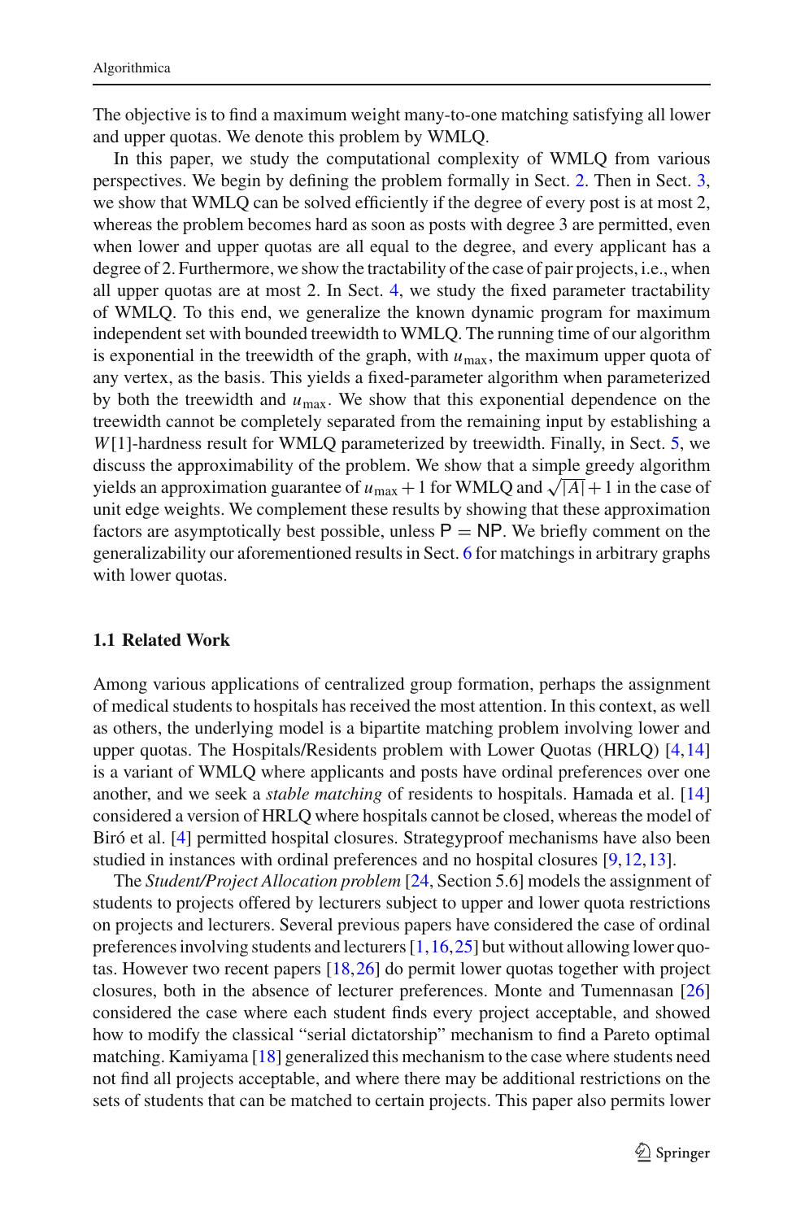The objective is to find a maximum weight many-to-one matching satisfying all lower and upper quotas. We denote this problem by WMLQ.

In this paper, we study the computational complexity of WMLQ from various perspectives. We begin by defining the problem formally in Sect. 2. Then in Sect. 3, we show that WMLQ can be solved efficiently if the degree of every post is at most 2, whereas the problem becomes hard as soon as posts with degree 3 are permitted, even when lower and upper quotas are all equal to the degree, and every applicant has a degree of 2. Furthermore, we show the tractability of the case of pair projects, i.e., when all upper quotas are at most 2. In Sect. 4, we study the fixed parameter tractability of WMLQ. To this end, we generalize the known dynamic program for maximum independent set with bounded treewidth to WMLQ. The running time of our algorithm is exponential in the treewidth of the graph, with $u_{\max}$, the maximum upper quota of any vertex, as the basis. This yields a fixed-parameter algorithm when parameterized by both the treewidth and $u_{\max}$. We show that this exponential dependence on the treewidth cannot be completely separated from the remaining input by establishing a $W[1]$-hardness result for WMLQ parameterized by treewidth. Finally, in Sect. 5, we discuss the approximability of the problem. We show that a simple greedy algorithm yields an approximation guarantee of $u_{\max}+1$ for WMLQ and $\sqrt{|A|}+1$ in the case of unit edge weights. We complement these results by showing that these approximation factors are asymptotically best possible, unless $\mathsf{P} = \mathsf{NP}$. We briefly comment on the generalizability our aforementioned results in Sect. 6 for matchings in arbitrary graphs with lower quotas.

### 1.1 Related Work

Among various applications of centralized group formation, perhaps the assignment of medical students to hospitals has received the most attention. In this context, as well as others, the underlying model is a bipartite matching problem involving lower and upper quotas. The Hospitals/Residents problem with Lower Quotas (HRLQ) [4,14] is a variant of WMLQ where applicants and posts have ordinal preferences over one another, and we seek a *stable matching* of residents to hospitals. Hamada et al. [14] considered a version of HRLQ where hospitals cannot be closed, whereas the model of Biró et al. [4] permitted hospital closures. Strategyproof mechanisms have also been studied in instances with ordinal preferences and no hospital closures [9,12,13].

The *Student/Project Allocation problem* [24, Section 5.6] models the assignment of students to projects offered by lecturers subject to upper and lower quota restrictions on projects and lecturers. Several previous papers have considered the case of ordinal preferences involving students and lecturers [1,16,25] but without allowing lower quotas. However two recent papers [18,26] do permit lower quotas together with project closures, both in the absence of lecturer preferences. Monte and Tumennasan [26] considered the case where each student finds every project acceptable, and showed how to modify the classical "serial dictatorship" mechanism to find a Pareto optimal matching. Kamiyama [18] generalized this mechanism to the case where students need not find all projects acceptable, and where there may be additional restrictions on the sets of students that can be matched to certain projects. This paper also permits lower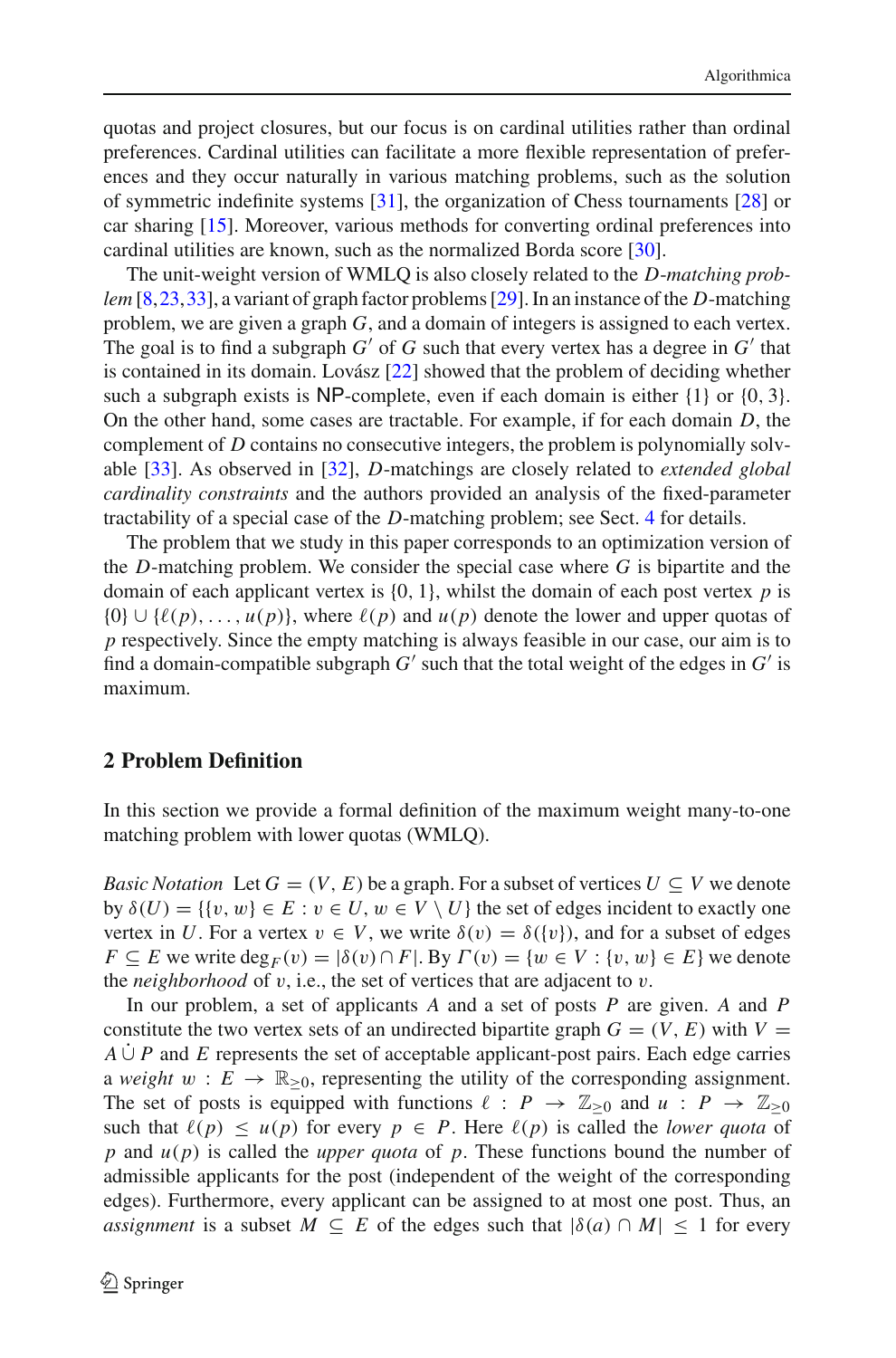quotas and project closures, but our focus is on cardinal utilities rather than ordinal preferences. Cardinal utilities can facilitate a more flexible representation of preferences and they occur naturally in various matching problems, such as the solution of symmetric indefinite systems [31], the organization of Chess tournaments [28] or car sharing [15]. Moreover, various methods for converting ordinal preferences into cardinal utilities are known, such as the normalized Borda score [30].

The unit-weight version of WMLQ is also closely related to the *D-matching problem* [8,23,33], a variant of graph factor problems [29]. In an instance of the $D$-matching problem, we are given a graph $G$, and a domain of integers is assigned to each vertex. The goal is to find a subgraph $G'$ of $G$ such that every vertex has a degree in $G'$ that is contained in its domain. Lovász [22] showed that the problem of deciding whether such a subgraph exists is NP-complete, even if each domain is either $\{1\}$ or $\{0, 3\}$. On the other hand, some cases are tractable. For example, if for each domain $D$, the complement of $D$ contains no consecutive integers, the problem is polynomially solvable [33]. As observed in [32], $D$-matchings are closely related to *extended global cardinality constraints* and the authors provided an analysis of the fixed-parameter tractability of a special case of the $D$-matching problem; see Sect. 4 for details.

The problem that we study in this paper corresponds to an optimization version of the $D$-matching problem. We consider the special case where $G$ is bipartite and the domain of each applicant vertex is $\{0, 1\}$, whilst the domain of each post vertex $p$ is $\{0\} \cup \{\ell(p), \ldots, u(p)\}$, where $\ell(p)$ and $u(p)$ denote the lower and upper quotas of $p$ respectively. Since the empty matching is always feasible in our case, our aim is to find a domain-compatible subgraph $G'$ such that the total weight of the edges in $G'$ is maximum.

## 2 Problem Definition

In this section we provide a formal definition of the maximum weight many-to-one matching problem with lower quotas (WMLQ).

*Basic Notation* Let $G = (V, E)$ be a graph. For a subset of vertices $U \subseteq V$ we denote by $\delta(U) = \{\{v, w\} \in E : v \in U, w \in V \setminus U\}$ the set of edges incident to exactly one vertex in $U$. For a vertex $v \in V$, we write $\delta(v) = \delta(\{v\})$, and for a subset of edges $F \subseteq E$ we write $\deg_F(v) = |\delta(v) \cap F|$. By $\Gamma(v) = \{w \in V : \{v, w\} \in E\}$ we denote the *neighborhood* of $v$, i.e., the set of vertices that are adjacent to $v$.

In our problem, a set of applicants $A$ and a set of posts $P$ are given. $A$ and $P$ constitute the two vertex sets of an undirected bipartite graph $G = (V, E)$ with $V = A \,\dot\cup\, P$ and $E$ represents the set of acceptable applicant-post pairs. Each edge carries a *weight* $w : E \to \mathbb{R}_{\geq 0}$, representing the utility of the corresponding assignment. The set of posts is equipped with functions $\ell : P \to \mathbb{Z}_{\geq 0}$ and $u : P \to \mathbb{Z}_{\geq 0}$ such that $\ell(p) \leq u(p)$ for every $p \in P$. Here $\ell(p)$ is called the *lower quota* of $p$ and $u(p)$ is called the *upper quota* of $p$. These functions bound the number of admissible applicants for the post (independent of the weight of the corresponding edges). Furthermore, every applicant can be assigned to at most one post. Thus, an *assignment* is a subset $M \subseteq E$ of the edges such that $|\delta(a) \cap M| \leq 1$ for every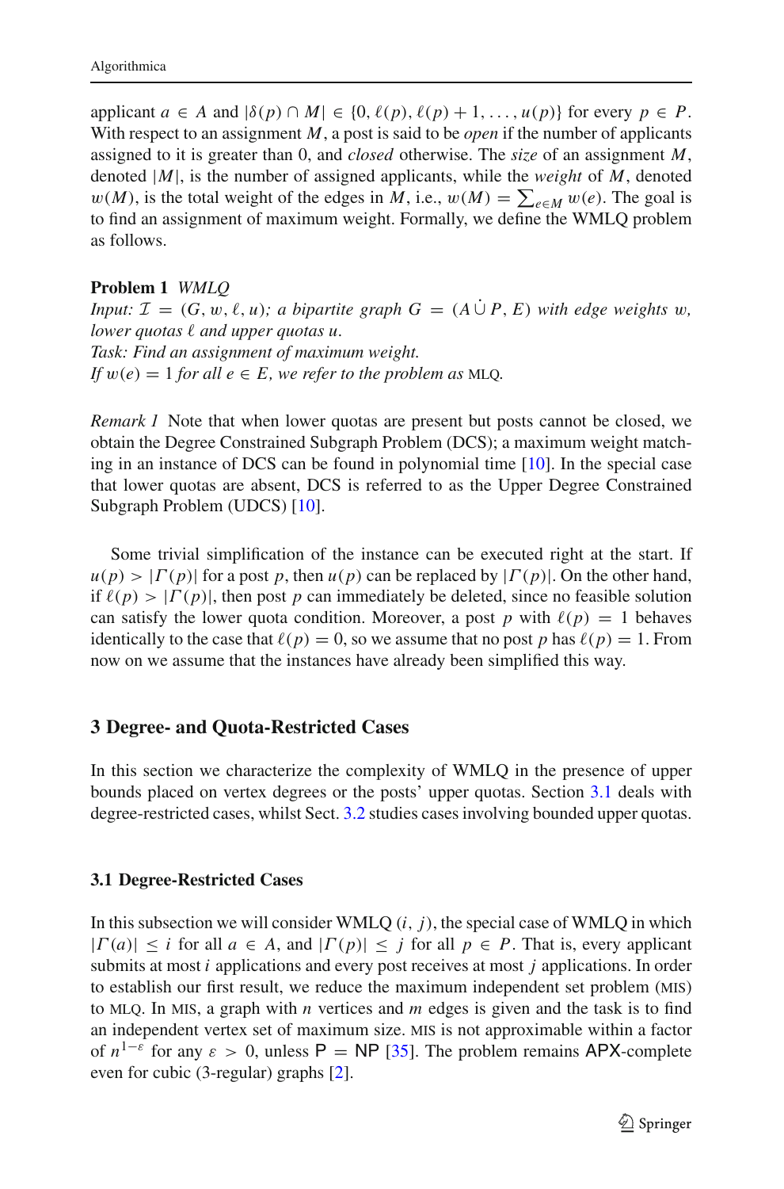applicant $a \in A$ and $|\delta(p) \cap M| \in \{0, \ell(p), \ell(p)+1, \ldots, u(p)\}$ for every $p \in P$. With respect to an assignment $M$, a post is said to be *open* if the number of applicants assigned to it is greater than 0, and *closed* otherwise. The *size* of an assignment $M$, denoted $|M|$, is the number of assigned applicants, while the *weight* of $M$, denoted $w(M)$, is the total weight of the edges in $M$, i.e., $w(M) = \sum_{e \in M} w(e)$. The goal is to find an assignment of maximum weight. Formally, we define the WMLQ problem as follows.

**Problem 1** *WMLQ*
*Input:* $\mathcal{I} = (G, w, \ell, u)$*; a bipartite graph* $G = (A \dot{\cup} P, E)$ *with edge weights* $w$*, lower quotas* $\ell$ *and upper quotas* $u$*.*
*Task: Find an assignment of maximum weight.*
*If* $w(e) = 1$ *for all* $e \in E$*, we refer to the problem as* MLQ.

*Remark 1* Note that when lower quotas are present but posts cannot be closed, we obtain the Degree Constrained Subgraph Problem (DCS); a maximum weight matching in an instance of DCS can be found in polynomial time [10]. In the special case that lower quotas are absent, DCS is referred to as the Upper Degree Constrained Subgraph Problem (UDCS) [10].

Some trivial simplification of the instance can be executed right at the start. If $u(p) > |\Gamma(p)|$ for a post $p$, then $u(p)$ can be replaced by $|\Gamma(p)|$. On the other hand, if $\ell(p) > |\Gamma(p)|$, then post $p$ can immediately be deleted, since no feasible solution can satisfy the lower quota condition. Moreover, a post $p$ with $\ell(p) = 1$ behaves identically to the case that $\ell(p) = 0$, so we assume that no post $p$ has $\ell(p) = 1$. From now on we assume that the instances have already been simplified this way.

## 3 Degree- and Quota-Restricted Cases

In this section we characterize the complexity of WMLQ in the presence of upper bounds placed on vertex degrees or the posts' upper quotas. Section 3.1 deals with degree-restricted cases, whilst Sect. 3.2 studies cases involving bounded upper quotas.

### 3.1 Degree-Restricted Cases

In this subsection we will consider WMLQ $(i, j)$, the special case of WMLQ in which $|\Gamma(a)| \leq i$ for all $a \in A$, and $|\Gamma(p)| \leq j$ for all $p \in P$. That is, every applicant submits at most $i$ applications and every post receives at most $j$ applications. In order to establish our first result, we reduce the maximum independent set problem (MIS) to MLQ. In MIS, a graph with $n$ vertices and $m$ edges is given and the task is to find an independent vertex set of maximum size. MIS is not approximable within a factor of $n^{1-\varepsilon}$ for any $\varepsilon > 0$, unless P = NP [35]. The problem remains APX-complete even for cubic (3-regular) graphs [2].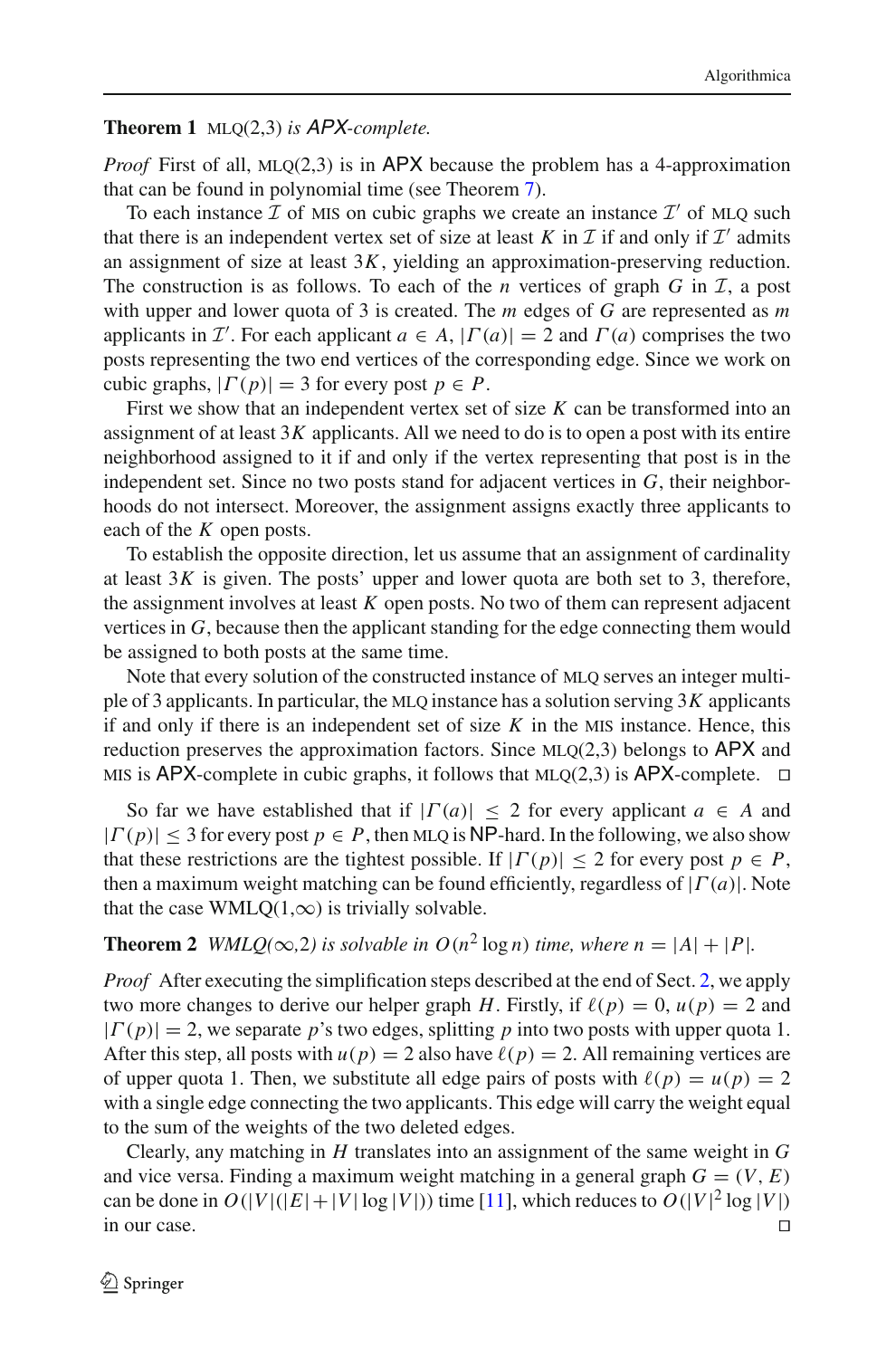**Theorem 1** MLQ(2,3) *is* APX*-complete.*

*Proof* First of all, MLQ(2,3) is in APX because the problem has a 4-approximation that can be found in polynomial time (see Theorem 7).

To each instance $\mathcal{I}$ of MIS on cubic graphs we create an instance $\mathcal{I}'$ of MLQ such that there is an independent vertex set of size at least $K$ in $\mathcal{I}$ if and only if $\mathcal{I}'$ admits an assignment of size at least $3K$, yielding an approximation-preserving reduction. The construction is as follows. To each of the $n$ vertices of graph $G$ in $\mathcal{I}$, a post with upper and lower quota of 3 is created. The $m$ edges of $G$ are represented as $m$ applicants in $\mathcal{I}'$. For each applicant $a \in A$, $|\Gamma(a)| = 2$ and $\Gamma(a)$ comprises the two posts representing the two end vertices of the corresponding edge. Since we work on cubic graphs, $|\Gamma(p)| = 3$ for every post $p \in P$.

First we show that an independent vertex set of size $K$ can be transformed into an assignment of at least $3K$ applicants. All we need to do is to open a post with its entire neighborhood assigned to it if and only if the vertex representing that post is in the independent set. Since no two posts stand for adjacent vertices in $G$, their neighborhoods do not intersect. Moreover, the assignment assigns exactly three applicants to each of the $K$ open posts.

To establish the opposite direction, let us assume that an assignment of cardinality at least $3K$ is given. The posts' upper and lower quota are both set to 3, therefore, the assignment involves at least $K$ open posts. No two of them can represent adjacent vertices in $G$, because then the applicant standing for the edge connecting them would be assigned to both posts at the same time.

Note that every solution of the constructed instance of MLQ serves an integer multiple of 3 applicants. In particular, the MLQ instance has a solution serving $3K$ applicants if and only if there is an independent set of size $K$ in the MIS instance. Hence, this reduction preserves the approximation factors. Since MLQ(2,3) belongs to APX and MIS is APX-complete in cubic graphs, it follows that MLQ(2,3) is APX-complete. □

So far we have established that if $|\Gamma(a)| \leq 2$ for every applicant $a \in A$ and $|\Gamma(p)| \leq 3$ for every post $p \in P$, then MLQ is NP-hard. In the following, we also show that these restrictions are the tightest possible. If $|\Gamma(p)| \leq 2$ for every post $p \in P$, then a maximum weight matching can be found efficiently, regardless of $|\Gamma(a)|$. Note that the case WMLQ(1,$\infty$) is trivially solvable.

**Theorem 2** *WMLQ($\infty$,2) is solvable in $O(n^2 \log n)$ time, where $n = |A| + |P|$.*

*Proof* After executing the simplification steps described at the end of Sect. 2, we apply two more changes to derive our helper graph $H$. Firstly, if $\ell(p) = 0$, $u(p) = 2$ and $|\Gamma(p)| = 2$, we separate $p$'s two edges, splitting $p$ into two posts with upper quota 1. After this step, all posts with $u(p) = 2$ also have $\ell(p) = 2$. All remaining vertices are of upper quota 1. Then, we substitute all edge pairs of posts with $\ell(p) = u(p) = 2$ with a single edge connecting the two applicants. This edge will carry the weight equal to the sum of the weights of the two deleted edges.

Clearly, any matching in $H$ translates into an assignment of the same weight in $G$ and vice versa. Finding a maximum weight matching in a general graph $G = (V, E)$ can be done in $O(|V|(|E| + |V| \log |V|))$ time [11], which reduces to $O(|V|^2 \log |V|)$ in our case. □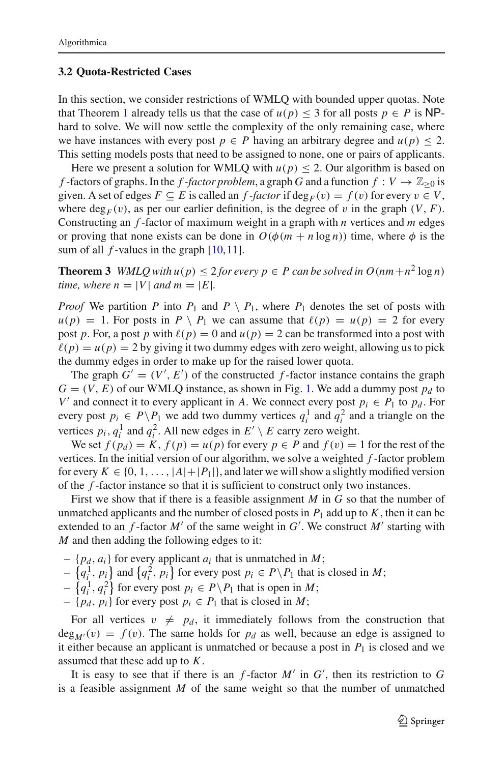### 3.2 Quota-Restricted Cases

In this section, we consider restrictions of WMLQ with bounded upper quotas. Note that Theorem 1 already tells us that the case of $u(p) \leq 3$ for all posts $p \in P$ is NP-hard to solve. We will now settle the complexity of the only remaining case, where we have instances with every post $p \in P$ having an arbitrary degree and $u(p) \leq 2$. This setting models posts that need to be assigned to none, one or pairs of applicants.

Here we present a solution for WMLQ with $u(p) \leq 2$. Our algorithm is based on $f$-factors of graphs. In the *$f$-factor problem*, a graph $G$ and a function $f : V \to \mathbb{Z}_{\geq 0}$ is given. A set of edges $F \subseteq E$ is called an *$f$-factor* if $\deg_F(v) = f(v)$ for every $v \in V$, where $\deg_F(v)$, as per our earlier definition, is the degree of $v$ in the graph $(V, F)$. Constructing an $f$-factor of maximum weight in a graph with $n$ vertices and $m$ edges or proving that none exists can be done in $O(\phi(m + n \log n))$ time, where $\phi$ is the sum of all $f$-values in the graph [10,11].

**Theorem 3** *WMLQ with $u(p) \leq 2$ for every $p \in P$ can be solved in $O(nm + n^2 \log n)$ time, where $n = |V|$ and $m = |E|$.*

*Proof* We partition $P$ into $P_1$ and $P \setminus P_1$, where $P_1$ denotes the set of posts with $u(p) = 1$. For posts in $P \setminus P_1$ we can assume that $\ell(p) = u(p) = 2$ for every post $p$. For, a post $p$ with $\ell(p) = 0$ and $u(p) = 2$ can be transformed into a post with $\ell(p) = u(p) = 2$ by giving it two dummy edges with zero weight, allowing us to pick the dummy edges in order to make up for the raised lower quota.

The graph $G' = (V', E')$ of the constructed $f$-factor instance contains the graph $G = (V, E)$ of our WMLQ instance, as shown in Fig. 1. We add a dummy post $p_d$ to $V'$ and connect it to every applicant in $A$. We connect every post $p_i \in P_1$ to $p_d$. For every post $p_i \in P \setminus P_1$ we add two dummy vertices $q_i^1$ and $q_i^2$ and a triangle on the vertices $p_i, q_i^1$ and $q_i^2$. All new edges in $E' \setminus E$ carry zero weight.

We set $f(p_d) = K$, $f(p) = u(p)$ for every $p \in P$ and $f(v) = 1$ for the rest of the vertices. In the initial version of our algorithm, we solve a weighted $f$-factor problem for every $K \in \{0, 1, \ldots, |A| + |P_1|\}$, and later we will show a slightly modified version of the $f$-factor instance so that it is sufficient to construct only two instances.

First we show that if there is a feasible assignment $M$ in $G$ so that the number of unmatched applicants and the number of closed posts in $P_1$ add up to $K$, then it can be extended to an $f$-factor $M'$ of the same weight in $G'$. We construct $M'$ starting with $M$ and then adding the following edges to it:

- $\{p_d, a_i\}$ for every applicant $a_i$ that is unmatched in $M$;
- $\{q_i^1, p_i\}$ and $\{q_i^2, p_i\}$ for every post $p_i \in P \setminus P_1$ that is closed in $M$;
- $\{q_i^1, q_i^2\}$ for every post $p_i \in P \setminus P_1$ that is open in $M$;
- $\{p_d, p_i\}$ for every post $p_i \in P_1$ that is closed in $M$;

For all vertices $v \neq p_d$, it immediately follows from the construction that $\deg_{M'}(v) = f(v)$. The same holds for $p_d$ as well, because an edge is assigned to it either because an applicant is unmatched or because a post in $P_1$ is closed and we assumed that these add up to $K$.

It is easy to see that if there is an $f$-factor $M'$ in $G'$, then its restriction to $G$ is a feasible assignment $M$ of the same weight so that the number of unmatched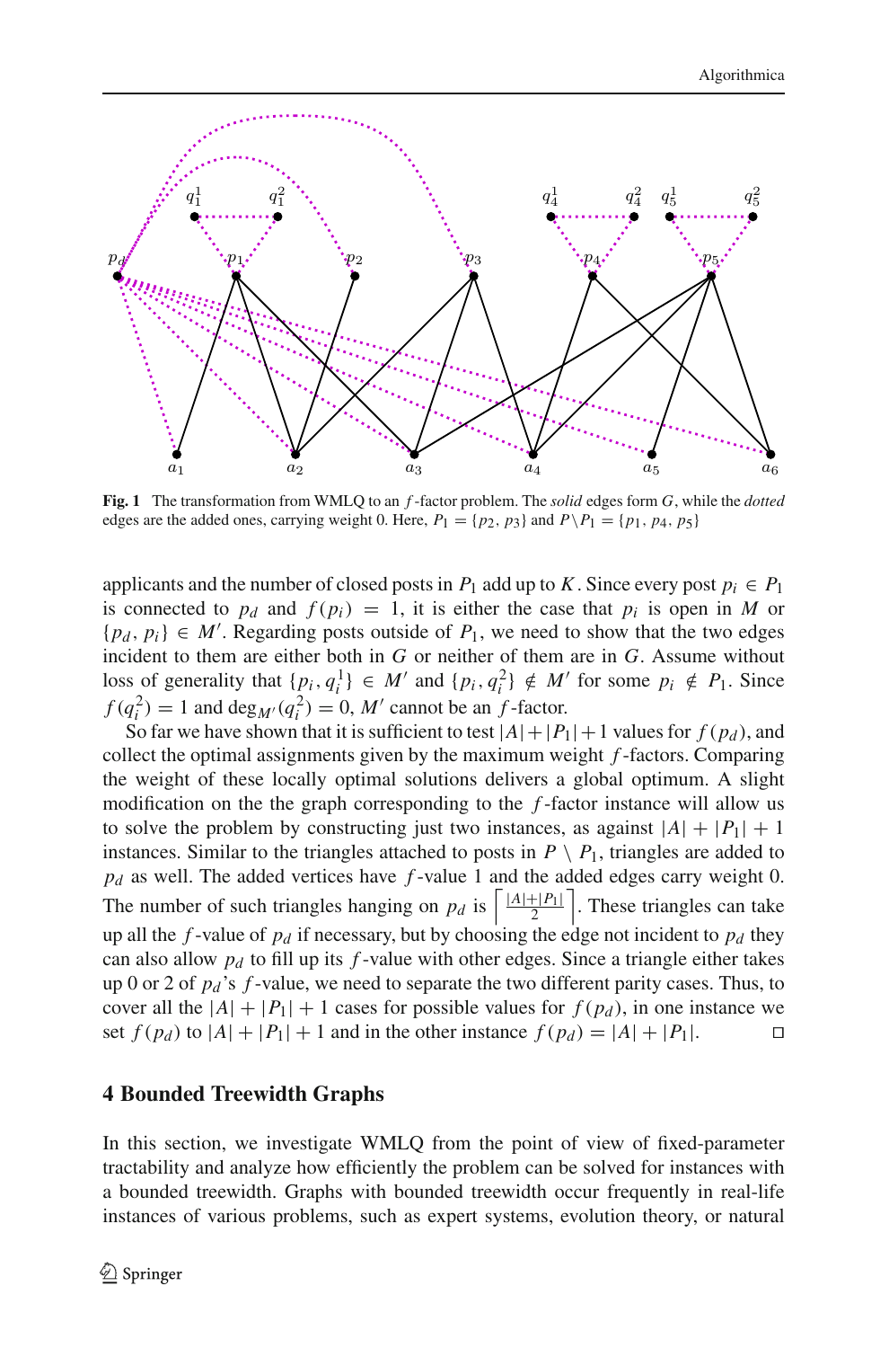**Fig. 1** The transformation from WMLQ to an $f$-factor problem. The *solid* edges form $G$, while the *dotted* edges are the added ones, carrying weight 0. Here, $P_1 = \{p_2, p_3\}$ and $P \setminus P_1 = \{p_1, p_4, p_5\}$

applicants and the number of closed posts in $P_1$ add up to $K$. Since every post $p_i \in P_1$ is connected to $p_d$ and $f(p_i) = 1$, it is either the case that $p_i$ is open in $M$ or $\{p_d, p_i\} \in M'$. Regarding posts outside of $P_1$, we need to show that the two edges incident to them are either both in $G$ or neither of them are in $G$. Assume without loss of generality that $\{p_i, q_i^1\} \in M'$ and $\{p_i, q_i^2\} \notin M'$ for some $p_i \notin P_1$. Since $f(q_i^2) = 1$ and $\deg_{M'}(q_i^2) = 0$, $M'$ cannot be an $f$-factor.

So far we have shown that it is sufficient to test $|A| + |P_1| + 1$ values for $f(p_d)$, and collect the optimal assignments given by the maximum weight $f$-factors. Comparing the weight of these locally optimal solutions delivers a global optimum. A slight modification on the the graph corresponding to the $f$-factor instance will allow us to solve the problem by constructing just two instances, as against $|A| + |P_1| + 1$ instances. Similar to the triangles attached to posts in $P \setminus P_1$, triangles are added to $p_d$ as well. The added vertices have $f$-value 1 and the added edges carry weight 0. The number of such triangles hanging on $p_d$ is $\left\lceil \frac{|A|+|P_1|}{2} \right\rceil$. These triangles can take up all the $f$-value of $p_d$ if necessary, but by choosing the edge not incident to $p_d$ they can also allow $p_d$ to fill up its $f$-value with other edges. Since a triangle either takes up 0 or 2 of $p_d$'s $f$-value, we need to separate the two different parity cases. Thus, to cover all the $|A| + |P_1| + 1$ cases for possible values for $f(p_d)$, in one instance we set $f(p_d)$ to $|A| + |P_1| + 1$ and in the other instance $f(p_d) = |A| + |P_1|$. □

## 4 Bounded Treewidth Graphs

In this section, we investigate WMLQ from the point of view of fixed-parameter tractability and analyze how efficiently the problem can be solved for instances with a bounded treewidth. Graphs with bounded treewidth occur frequently in real-life instances of various problems, such as expert systems, evolution theory, or natural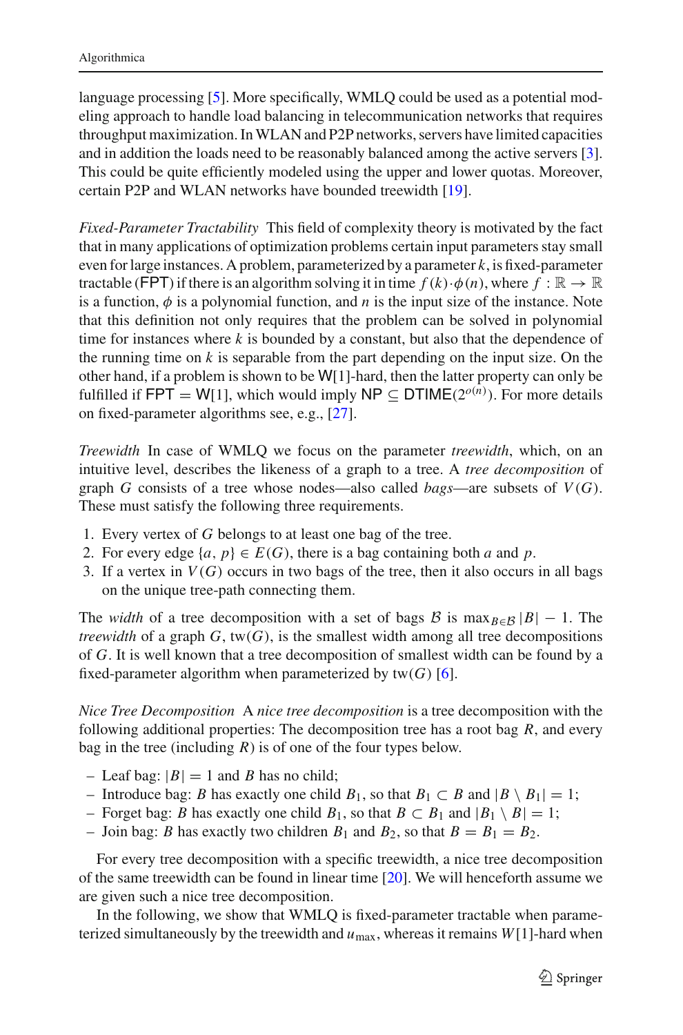language processing [5]. More specifically, WMLQ could be used as a potential modeling approach to handle load balancing in telecommunication networks that requires throughput maximization. In WLAN and P2P networks, servers have limited capacities and in addition the loads need to be reasonably balanced among the active servers [3]. This could be quite efficiently modeled using the upper and lower quotas. Moreover, certain P2P and WLAN networks have bounded treewidth [19].

*Fixed-Parameter Tractability* This field of complexity theory is motivated by the fact that in many applications of optimization problems certain input parameters stay small even for large instances. A problem, parameterized by a parameter $k$, is fixed-parameter tractable (FPT) if there is an algorithm solving it in time $f(k) \cdot \phi(n)$, where $f : \mathbb{R} \rightarrow \mathbb{R}$ is a function, $\phi$ is a polynomial function, and $n$ is the input size of the instance. Note that this definition not only requires that the problem can be solved in polynomial time for instances where $k$ is bounded by a constant, but also that the dependence of the running time on $k$ is separable from the part depending on the input size. On the other hand, if a problem is shown to be W[1]-hard, then the latter property can only be fulfilled if FPT = W[1], which would imply NP $\subseteq$ DTIME$(2^{o(n)})$. For more details on fixed-parameter algorithms see, e.g., [27].

*Treewidth* In case of WMLQ we focus on the parameter *treewidth*, which, on an intuitive level, describes the likeness of a graph to a tree. A *tree decomposition* of graph $G$ consists of a tree whose nodes—also called *bags*—are subsets of $V(G)$. These must satisfy the following three requirements.

1. Every vertex of $G$ belongs to at least one bag of the tree.
2. For every edge $\{a, p\} \in E(G)$, there is a bag containing both $a$ and $p$.
3. If a vertex in $V(G)$ occurs in two bags of the tree, then it also occurs in all bags on the unique tree-path connecting them.

The *width* of a tree decomposition with a set of bags $\mathcal{B}$ is $\max_{B \in \mathcal{B}} |B| - 1$. The *treewidth* of a graph $G$, $\text{tw}(G)$, is the smallest width among all tree decompositions of $G$. It is well known that a tree decomposition of smallest width can be found by a fixed-parameter algorithm when parameterized by $\text{tw}(G)$ [6].

*Nice Tree Decomposition* A *nice tree decomposition* is a tree decomposition with the following additional properties: The decomposition tree has a root bag $R$, and every bag in the tree (including $R$) is of one of the four types below.

- Leaf bag: $|B| = 1$ and $B$ has no child;
- Introduce bag: $B$ has exactly one child $B_1$, so that $B_1 \subset B$ and $|B \setminus B_1| = 1$;
- Forget bag: $B$ has exactly one child $B_1$, so that $B \subset B_1$ and $|B_1 \setminus B| = 1$;
- Join bag: $B$ has exactly two children $B_1$ and $B_2$, so that $B = B_1 = B_2$.

For every tree decomposition with a specific treewidth, a nice tree decomposition of the same treewidth can be found in linear time [20]. We will henceforth assume we are given such a nice tree decomposition.

In the following, we show that WMLQ is fixed-parameter tractable when parameterized simultaneously by the treewidth and $u_{\max}$, whereas it remains $W[1]$-hard when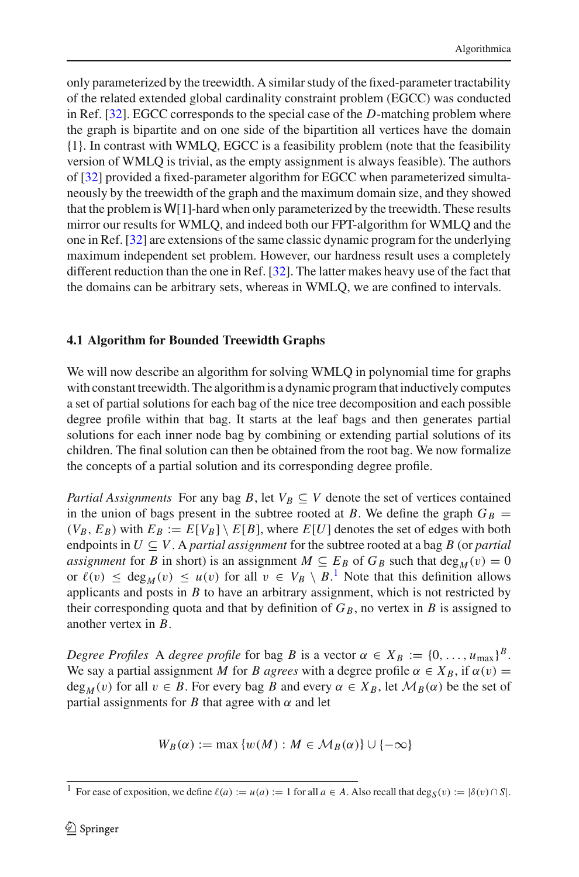only parameterized by the treewidth. A similar study of the fixed-parameter tractability of the related extended global cardinality constraint problem (EGCC) was conducted in Ref. [32]. EGCC corresponds to the special case of the $D$-matching problem where the graph is bipartite and on one side of the bipartition all vertices have the domain $\{1\}$. In contrast with WMLQ, EGCC is a feasibility problem (note that the feasibility version of WMLQ is trivial, as the empty assignment is always feasible). The authors of [32] provided a fixed-parameter algorithm for EGCC when parameterized simultaneously by the treewidth of the graph and the maximum domain size, and they showed that the problem is W[1]-hard when only parameterized by the treewidth. These results mirror our results for WMLQ, and indeed both our FPT-algorithm for WMLQ and the one in Ref. [32] are extensions of the same classic dynamic program for the underlying maximum independent set problem. However, our hardness result uses a completely different reduction than the one in Ref. [32]. The latter makes heavy use of the fact that the domains can be arbitrary sets, whereas in WMLQ, we are confined to intervals.

### 4.1 Algorithm for Bounded Treewidth Graphs

We will now describe an algorithm for solving WMLQ in polynomial time for graphs with constant treewidth. The algorithm is a dynamic program that inductively computes a set of partial solutions for each bag of the nice tree decomposition and each possible degree profile within that bag. It starts at the leaf bags and then generates partial solutions for each inner node bag by combining or extending partial solutions of its children. The final solution can then be obtained from the root bag. We now formalize the concepts of a partial solution and its corresponding degree profile.

*Partial Assignments* For any bag $B$, let $V_B \subseteq V$ denote the set of vertices contained in the union of bags present in the subtree rooted at $B$. We define the graph $G_B = (V_B, E_B)$ with $E_B := E[V_B] \setminus E[B]$, where $E[U]$ denotes the set of edges with both endpoints in $U \subseteq V$. A *partial assignment* for the subtree rooted at a bag $B$ (or *partial assignment* for $B$ in short) is an assignment $M \subseteq E_B$ of $G_B$ such that $\deg_M(v) = 0$ or $\ell(v) \leq \deg_M(v) \leq u(v)$ for all $v \in V_B \setminus B$.[1] Note that this definition allows applicants and posts in $B$ to have an arbitrary assignment, which is not restricted by their corresponding quota and that by definition of $G_B$, no vertex in $B$ is assigned to another vertex in $B$.

*Degree Profiles* A *degree profile* for bag $B$ is a vector $\alpha \in X_B := \{0, \ldots, u_{\max}\}^B$. We say a partial assignment $M$ for $B$ *agrees* with a degree profile $\alpha \in X_B$, if $\alpha(v) = \deg_M(v)$ for all $v \in B$. For every bag $B$ and every $\alpha \in X_B$, let $\mathcal{M}_B(\alpha)$ be the set of partial assignments for $B$ that agree with $\alpha$ and let

$$W_B(\alpha) := \max \{w(M) : M \in \mathcal{M}_B(\alpha)\} \cup \{-\infty\}$$

[1] For ease of exposition, we define $\ell(a) := u(a) := 1$ for all $a \in A$. Also recall that $\deg_S(v) := |\delta(v) \cap S|$.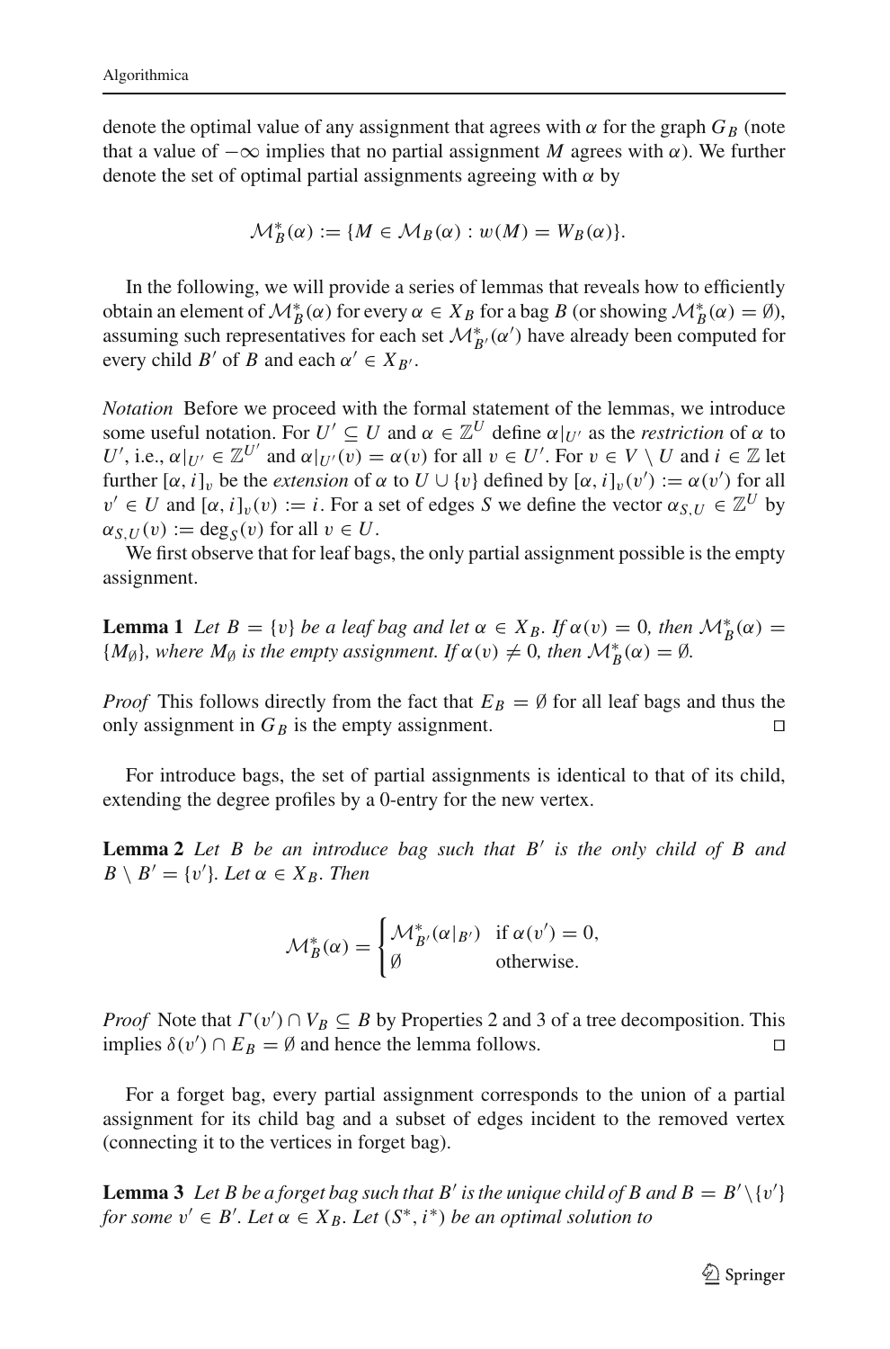denote the optimal value of any assignment that agrees with $\alpha$ for the graph $G_B$ (note that a value of $-\infty$ implies that no partial assignment $M$ agrees with $\alpha$). We further denote the set of optimal partial assignments agreeing with $\alpha$ by

$$\mathcal{M}_B^*(\alpha) := \{M \in \mathcal{M}_B(\alpha) : w(M) = W_B(\alpha)\}.$$

In the following, we will provide a series of lemmas that reveals how to efficiently obtain an element of $\mathcal{M}_B^*(\alpha)$ for every $\alpha \in X_B$ for a bag $B$ (or showing $\mathcal{M}_B^*(\alpha) = \emptyset$), assuming such representatives for each set $\mathcal{M}_{B'}^*(\alpha')$ have already been computed for every child $B'$ of $B$ and each $\alpha' \in X_{B'}$.

*Notation* Before we proceed with the formal statement of the lemmas, we introduce some useful notation. For $U' \subseteq U$ and $\alpha \in \mathbb{Z}^U$ define $\alpha|_{U'}$ as the *restriction* of $\alpha$ to $U'$, i.e., $\alpha|_{U'} \in \mathbb{Z}^{U'}$ and $\alpha|_{U'}(v) = \alpha(v)$ for all $v \in U'$. For $v \in V \setminus U$ and $i \in \mathbb{Z}$ let further $[\alpha, i]_v$ be the *extension* of $\alpha$ to $U \cup \{v\}$ defined by $[\alpha, i]_v(v') := \alpha(v')$ for all $v' \in U$ and $[\alpha, i]_v(v) := i$. For a set of edges $S$ we define the vector $\alpha_{S,U} \in \mathbb{Z}^U$ by $\alpha_{S,U}(v) := \deg_S(v)$ for all $v \in U$.

We first observe that for leaf bags, the only partial assignment possible is the empty assignment.

**Lemma 1** *Let $B = \{v\}$ be a leaf bag and let $\alpha \in X_B$. If $\alpha(v) = 0$, then $\mathcal{M}_B^*(\alpha) = \{M_\emptyset\}$, where $M_\emptyset$ is the empty assignment. If $\alpha(v) \neq 0$, then $\mathcal{M}_B^*(\alpha) = \emptyset$.*

*Proof* This follows directly from the fact that $E_B = \emptyset$ for all leaf bags and thus the only assignment in $G_B$ is the empty assignment. □

For introduce bags, the set of partial assignments is identical to that of its child, extending the degree profiles by a 0-entry for the new vertex.

**Lemma 2** *Let $B$ be an introduce bag such that $B'$ is the only child of $B$ and $B \setminus B' = \{v'\}$. Let $\alpha \in X_B$. Then*

$$\mathcal{M}_B^*(\alpha) = \begin{cases} \mathcal{M}_{B'}^*(\alpha|_{B'}) & \text{if } \alpha(v') = 0, \\ \emptyset & \text{otherwise.} \end{cases}$$

*Proof* Note that $\Gamma(v') \cap V_B \subseteq B$ by Properties 2 and 3 of a tree decomposition. This implies $\delta(v') \cap E_B = \emptyset$ and hence the lemma follows. □

For a forget bag, every partial assignment corresponds to the union of a partial assignment for its child bag and a subset of edges incident to the removed vertex (connecting it to the vertices in forget bag).

**Lemma 3** *Let $B$ be a forget bag such that $B'$ is the unique child of $B$ and $B = B' \setminus \{v'\}$ for some $v' \in B'$. Let $\alpha \in X_B$. Let $(S^*, i^*)$ be an optimal solution to*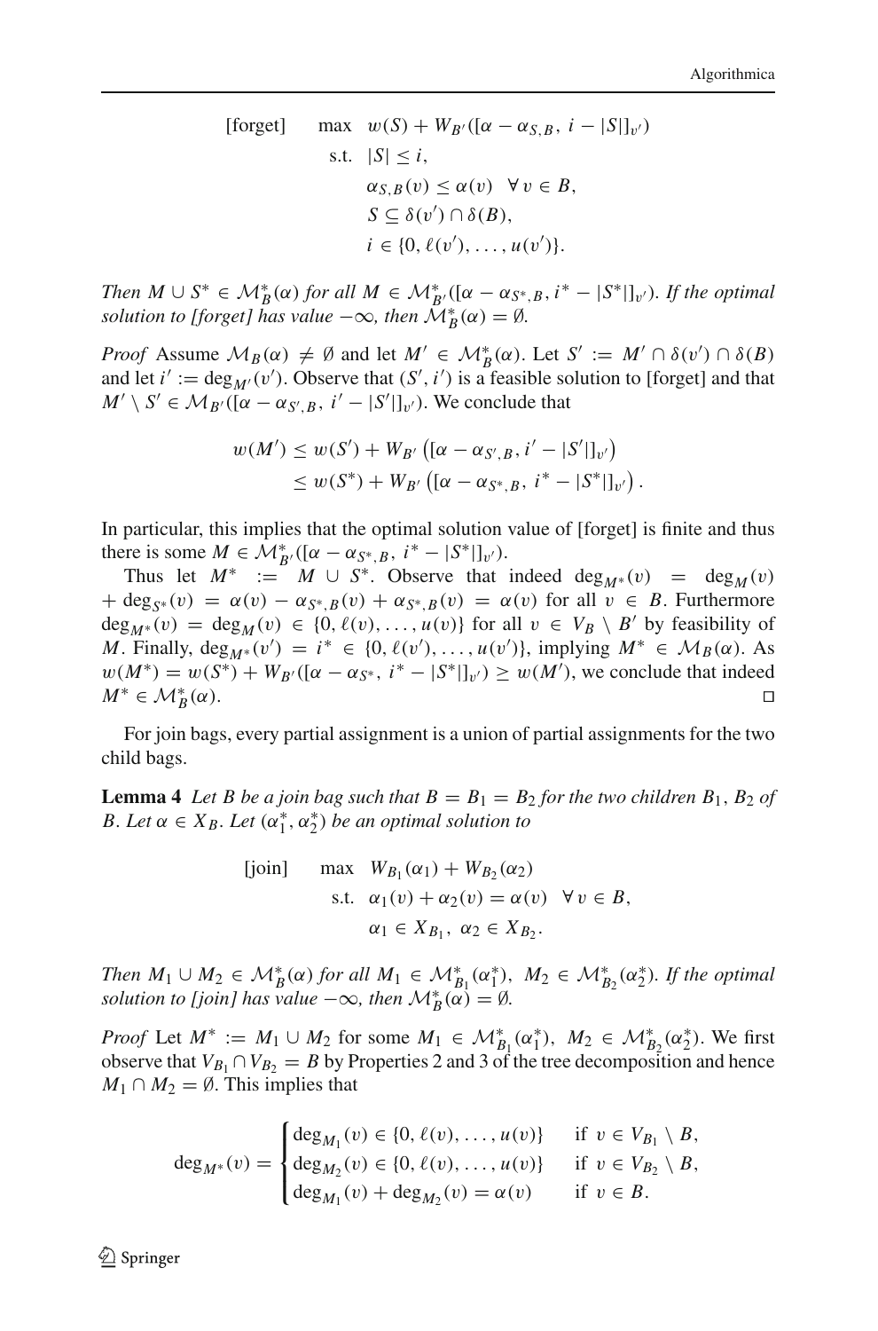$$
\begin{aligned}
\text{[forget]} \quad & \max \quad w(S) + W_{B'}([\alpha - \alpha_{S,B},\, i - |S|]_{v'}) \\
& \text{s.t.} \quad |S| \le i, \\
& \qquad\quad \alpha_{S,B}(v) \le \alpha(v) \quad \forall\, v \in B, \\
& \qquad\quad S \subseteq \delta(v') \cap \delta(B), \\
& \qquad\quad i \in \{0, \ell(v'), \dots, u(v')\}.
\end{aligned}
$$

*Then* $M \cup S^* \in \mathcal{M}^*_B(\alpha)$ *for all* $M \in \mathcal{M}^*_{B'}([\alpha - \alpha_{S^*,B}, i^* - |S^*|]_{v'})$. *If the optimal solution to [forget] has value* $-\infty$, *then* $\mathcal{M}^*_B(\alpha) = \emptyset$.

*Proof* Assume $\mathcal{M}_B(\alpha) \neq \emptyset$ and let $M' \in \mathcal{M}^*_B(\alpha)$. Let $S' := M' \cap \delta(v') \cap \delta(B)$ and let $i' := \deg_{M'}(v')$. Observe that $(S', i')$ is a feasible solution to [forget] and that $M' \setminus S' \in \mathcal{M}_{B'}([\alpha - \alpha_{S',B}, i' - |S'|]_{v'})$. We conclude that

$$
\begin{aligned}
w(M') &\le w(S') + W_{B'}\left([\alpha - \alpha_{S',B}, i' - |S'|]_{v'}\right) \\
&\le w(S^*) + W_{B'}\left([\alpha - \alpha_{S^*,B},\, i^* - |S^*|]_{v'}\right).
\end{aligned}
$$

In particular, this implies that the optimal solution value of [forget] is finite and thus there is some $M \in \mathcal{M}^*_{B'}([\alpha - \alpha_{S^*,B},\, i^* - |S^*|]_{v'})$.

Thus let $M^* := M \cup S^*$. Observe that indeed $\deg_{M^*}(v) = \deg_M(v) + \deg_{S^*}(v) = \alpha(v) - \alpha_{S^*,B}(v) + \alpha_{S^*,B}(v) = \alpha(v)$ for all $v \in B$. Furthermore $\deg_{M^*}(v) = \deg_M(v) \in \{0, \ell(v), \dots, u(v)\}$ for all $v \in V_B \setminus B'$ by feasibility of $M$. Finally, $\deg_{M^*}(v') = i^* \in \{0, \ell(v'), \dots, u(v')\}$, implying $M^* \in \mathcal{M}_B(\alpha)$. As $w(M^*) = w(S^*) + W_{B'}([\alpha - \alpha_{S^*},\, i^* - |S^*|]_{v'}) \ge w(M')$, we conclude that indeed $M^* \in \mathcal{M}^*_B(\alpha)$. $\square$

For join bags, every partial assignment is a union of partial assignments for the two child bags.

**Lemma 4** *Let* $B$ *be a join bag such that* $B = B_1 = B_2$ *for the two children* $B_1, B_2$ *of* $B$. *Let* $\alpha \in X_B$. *Let* $(\alpha_1^*, \alpha_2^*)$ *be an optimal solution to*

$$
\begin{aligned}
\text{[join]} \quad & \max \quad W_{B_1}(\alpha_1) + W_{B_2}(\alpha_2) \\
& \text{s.t.} \quad \alpha_1(v) + \alpha_2(v) = \alpha(v) \quad \forall\, v \in B, \\
& \qquad\quad \alpha_1 \in X_{B_1},\ \alpha_2 \in X_{B_2}.
\end{aligned}
$$

*Then* $M_1 \cup M_2 \in \mathcal{M}^*_B(\alpha)$ *for all* $M_1 \in \mathcal{M}^*_{B_1}(\alpha_1^*),\ M_2 \in \mathcal{M}^*_{B_2}(\alpha_2^*)$. *If the optimal solution to [join] has value* $-\infty$, *then* $\mathcal{M}^*_B(\alpha) = \emptyset$.

*Proof* Let $M^* := M_1 \cup M_2$ for some $M_1 \in \mathcal{M}^*_{B_1}(\alpha_1^*),\ M_2 \in \mathcal{M}^*_{B_2}(\alpha_2^*)$. We first observe that $V_{B_1} \cap V_{B_2} = B$ by Properties 2 and 3 of the tree decomposition and hence $M_1 \cap M_2 = \emptyset$. This implies that

$$
\deg_{M^*}(v) = \begin{cases} \deg_{M_1}(v) \in \{0, \ell(v), \dots, u(v)\} & \text{if } v \in V_{B_1} \setminus B, \\ \deg_{M_2}(v) \in \{0, \ell(v), \dots, u(v)\} & \text{if } v \in V_{B_2} \setminus B, \\ \deg_{M_1}(v) + \deg_{M_2}(v) = \alpha(v) & \text{if } v \in B. \end{cases}
$$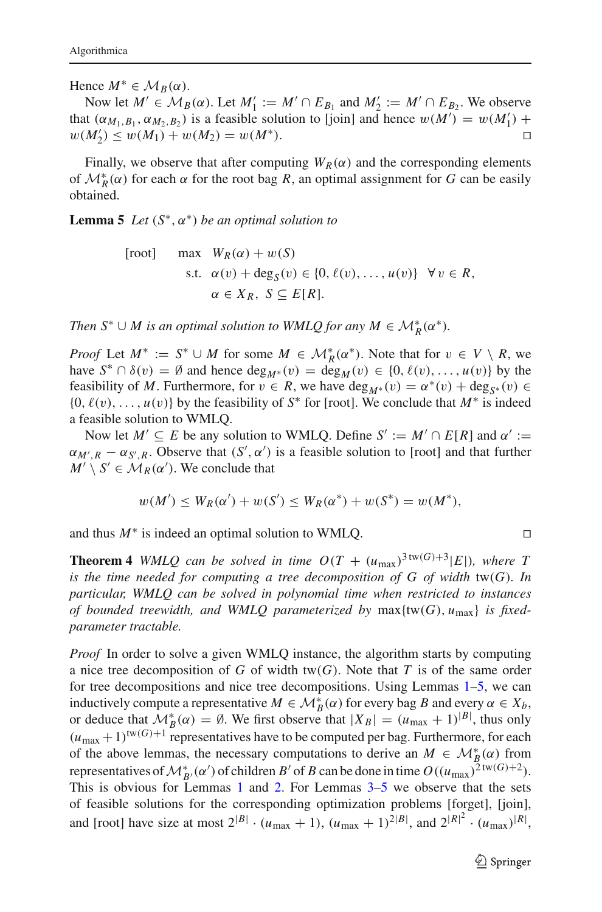Hence $M^* \in \mathcal{M}_B(\alpha)$.

Now let $M' \in \mathcal{M}_B(\alpha)$. Let $M'_1 := M' \cap E_{B_1}$ and $M'_2 := M' \cap E_{B_2}$. We observe that $(\alpha_{M_1,B_1}, \alpha_{M_2,B_2})$ is a feasible solution to [join] and hence $w(M') = w(M'_1) + w(M'_2) \leq w(M_1) + w(M_2) = w(M^*)$. □

Finally, we observe that after computing $W_R(\alpha)$ and the corresponding elements of $\mathcal{M}^*_R(\alpha)$ for each $\alpha$ for the root bag $R$, an optimal assignment for $G$ can be easily obtained.

**Lemma 5** *Let $(S^*, \alpha^*)$ be an optimal solution to*

$$
\begin{aligned}
\text{[root]} \quad \max \quad & W_R(\alpha) + w(S) \\
\text{s.t.} \quad & \alpha(v) + \deg_S(v) \in \{0, \ell(v), \ldots, u(v)\} \quad \forall\, v \in R, \\
& \alpha \in X_R,\ S \subseteq E[R].
\end{aligned}
$$

*Then $S^* \cup M$ is an optimal solution to WMLQ for any $M \in \mathcal{M}^*_R(\alpha^*)$.*

*Proof* Let $M^* := S^* \cup M$ for some $M \in \mathcal{M}^*_R(\alpha^*)$. Note that for $v \in V \setminus R$, we have $S^* \cap \delta(v) = \emptyset$ and hence $\deg_{M^*}(v) = \deg_M(v) \in \{0, \ell(v), \ldots, u(v)\}$ by the feasibility of $M$. Furthermore, for $v \in R$, we have $\deg_{M^*}(v) = \alpha^*(v) + \deg_{S^*}(v) \in \{0, \ell(v), \ldots, u(v)\}$ by the feasibility of $S^*$ for [root]. We conclude that $M^*$ is indeed a feasible solution to WMLQ.

Now let $M' \subseteq E$ be any solution to WMLQ. Define $S' := M' \cap E[R]$ and $\alpha' := \alpha_{M',R} - \alpha_{S',R}$. Observe that $(S', \alpha')$ is a feasible solution to [root] and that further $M' \setminus S' \in \mathcal{M}_R(\alpha')$. We conclude that

$$
w(M') \leq W_R(\alpha') + w(S') \leq W_R(\alpha^*) + w(S^*) = w(M^*),
$$

and thus $M^*$ is indeed an optimal solution to WMLQ. □

**Theorem 4** *WMLQ can be solved in time $O(T + (u_{\max})^{3\,\mathrm{tw}(G)+3}|E|)$, where $T$ is the time needed for computing a tree decomposition of $G$ of width $\mathrm{tw}(G)$. In particular, WMLQ can be solved in polynomial time when restricted to instances of bounded treewidth, and WMLQ parameterized by $\max\{\mathrm{tw}(G), u_{\max}\}$ is fixed-parameter tractable.*

*Proof* In order to solve a given WMLQ instance, the algorithm starts by computing a nice tree decomposition of $G$ of width $\mathrm{tw}(G)$. Note that $T$ is of the same order for tree decompositions and nice tree decompositions. Using Lemmas 1–5, we can inductively compute a representative $M \in \mathcal{M}^*_B(\alpha)$ for every bag $B$ and every $\alpha \in X_b$, or deduce that $\mathcal{M}^*_B(\alpha) = \emptyset$. We first observe that $|X_B| = (u_{\max} + 1)^{|B|}$, thus only $(u_{\max} + 1)^{\mathrm{tw}(G)+1}$ representatives have to be computed per bag. Furthermore, for each of the above lemmas, the necessary computations to derive an $M \in \mathcal{M}^*_B(\alpha)$ from representatives of $\mathcal{M}^*_{B'}(\alpha')$ of children $B'$ of $B$ can be done in time $O((u_{\max})^{2\,\mathrm{tw}(G)+2})$. This is obvious for Lemmas 1 and 2. For Lemmas 3–5 we observe that the sets of feasible solutions for the corresponding optimization problems [forget], [join], and [root] have size at most $2^{|B|} \cdot (u_{\max} + 1)$, $(u_{\max} + 1)^{2|B|}$, and $2^{|R|^2} \cdot (u_{\max})^{|R|}$,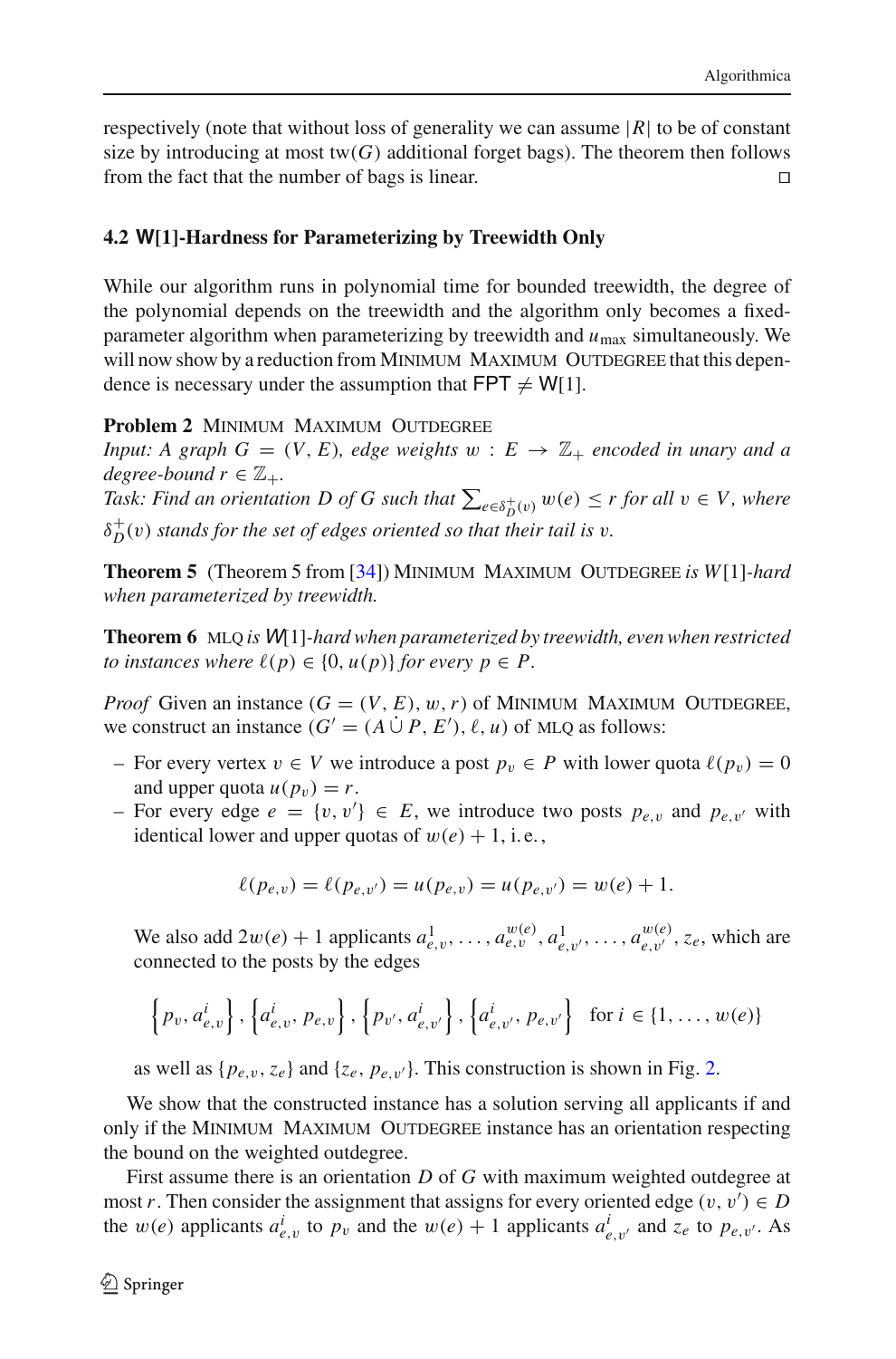respectively (note that without loss of generality we can assume $|R|$ to be of constant size by introducing at most $\text{tw}(G)$ additional forget bags). The theorem then follows from the fact that the number of bags is linear. ◻

### 4.2 W[1]-Hardness for Parameterizing by Treewidth Only

While our algorithm runs in polynomial time for bounded treewidth, the degree of the polynomial depends on the treewidth and the algorithm only becomes a fixed-parameter algorithm when parameterizing by treewidth and $u_{\max}$ simultaneously. We will now show by a reduction from Minimum Maximum Outdegree that this dependence is necessary under the assumption that $\mathsf{FPT} \neq \mathsf{W}[1]$.

**Problem 2** Minimum Maximum Outdegree
*Input: A graph $G = (V, E)$, edge weights $w : E \to \mathbb{Z}_+$ encoded in unary and a degree-bound $r \in \mathbb{Z}_+$.*
*Task: Find an orientation $D$ of $G$ such that $\sum_{e \in \delta_D^+(v)} w(e) \leq r$ for all $v \in V$, where $\delta_D^+(v)$ stands for the set of edges oriented so that their tail is $v$.*

**Theorem 5** (Theorem 5 from [34]) Minimum Maximum Outdegree *is $W[1]$-hard when parameterized by treewidth.*

**Theorem 6** MLQ *is $\mathsf{W}[1]$-hard when parameterized by treewidth, even when restricted to instances where $\ell(p) \in \{0, u(p)\}$ for every $p \in P$.*

*Proof* Given an instance $(G = (V, E), w, r)$ of Minimum Maximum Outdegree, we construct an instance $(G' = (A \dot\cup P, E'), \ell, u)$ of MLQ as follows:

- For every vertex $v \in V$ we introduce a post $p_v \in P$ with lower quota $\ell(p_v) = 0$ and upper quota $u(p_v) = r$.
- For every edge $e = \{v, v'\} \in E$, we introduce two posts $p_{e,v}$ and $p_{e,v'}$ with identical lower and upper quotas of $w(e) + 1$, i. e.,

$$\ell(p_{e,v}) = \ell(p_{e,v'}) = u(p_{e,v}) = u(p_{e,v'}) = w(e) + 1.$$

  We also add $2w(e) + 1$ applicants $a_{e,v}^1, \ldots, a_{e,v}^{w(e)}, a_{e,v'}^1, \ldots, a_{e,v'}^{w(e)}, z_e$, which are connected to the posts by the edges

$$\left\{p_v, a_{e,v}^i\right\}, \left\{a_{e,v}^i, p_{e,v}\right\}, \left\{p_{v'}, a_{e,v'}^i\right\}, \left\{a_{e,v'}^i, p_{e,v'}\right\} \quad \text{for } i \in \{1, \ldots, w(e)\}$$

  as well as $\{p_{e,v}, z_e\}$ and $\{z_e, p_{e,v'}\}$. This construction is shown in Fig. 2.

We show that the constructed instance has a solution serving all applicants if and only if the Minimum Maximum Outdegree instance has an orientation respecting the bound on the weighted outdegree.

First assume there is an orientation $D$ of $G$ with maximum weighted outdegree at most $r$. Then consider the assignment that assigns for every oriented edge $(v, v') \in D$ the $w(e)$ applicants $a_{e,v}^i$ to $p_v$ and the $w(e) + 1$ applicants $a_{e,v'}^i$ and $z_e$ to $p_{e,v'}$. As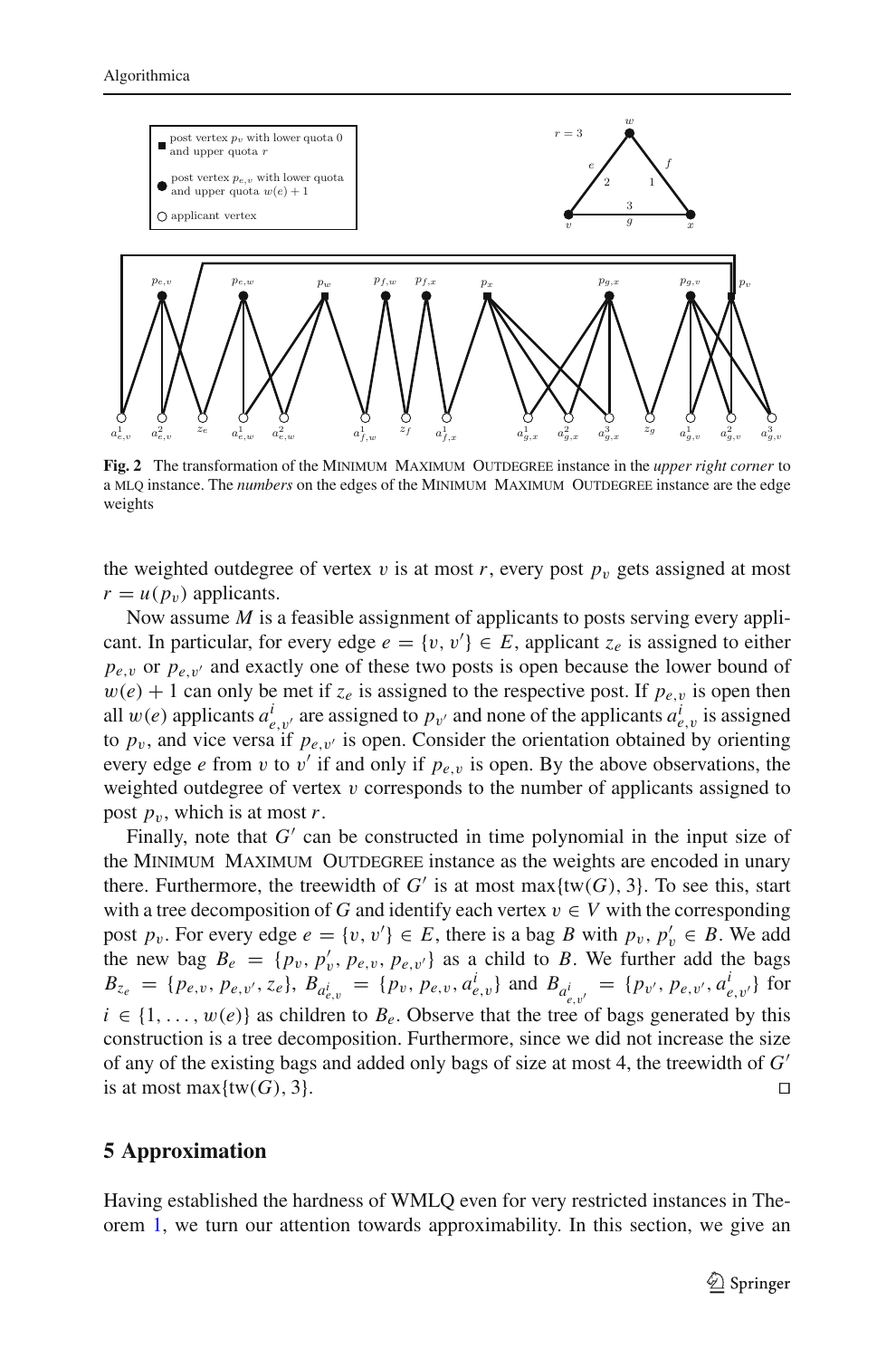**Fig. 2** The transformation of the Minimum Maximum Outdegree instance in the *upper right corner* to a MLQ instance. The *numbers* on the edges of the Minimum Maximum Outdegree instance are the edge weights

the weighted outdegree of vertex $v$ is at most $r$, every post $p_v$ gets assigned at most $r = u(p_v)$ applicants.

Now assume $M$ is a feasible assignment of applicants to posts serving every applicant. In particular, for every edge $e = \{v, v'\} \in E$, applicant $z_e$ is assigned to either $p_{e,v}$ or $p_{e,v'}$ and exactly one of these two posts is open because the lower bound of $w(e) + 1$ can only be met if $z_e$ is assigned to the respective post. If $p_{e,v}$ is open then all $w(e)$ applicants $a^i_{e,v'}$ are assigned to $p_{v'}$ and none of the applicants $a^i_{e,v}$ is assigned to $p_v$, and vice versa if $p_{e,v'}$ is open. Consider the orientation obtained by orienting every edge $e$ from $v$ to $v'$ if and only if $p_{e,v}$ is open. By the above observations, the weighted outdegree of vertex $v$ corresponds to the number of applicants assigned to post $p_v$, which is at most $r$.

Finally, note that $G'$ can be constructed in time polynomial in the input size of the Minimum Maximum Outdegree instance as the weights are encoded in unary there. Furthermore, the treewidth of $G'$ is at most $\max\{\text{tw}(G), 3\}$. To see this, start with a tree decomposition of $G$ and identify each vertex $v \in V$ with the corresponding post $p_v$. For every edge $e = \{v, v'\} \in E$, there is a bag $B$ with $p_v, p'_v \in B$. We add the new bag $B_e = \{p_v, p'_v, p_{e,v}, p_{e,v'}\}$ as a child to $B$. We further add the bags $B_{z_e} = \{p_{e,v}, p_{e,v'}, z_e\}$, $B_{a^i_{e,v}} = \{p_v, p_{e,v}, a^i_{e,v}\}$ and $B_{a^i_{e,v'}} = \{p_{v'}, p_{e,v'}, a^i_{e,v'}\}$ for $i \in \{1, \ldots, w(e)\}$ as children to $B_e$. Observe that the tree of bags generated by this construction is a tree decomposition. Furthermore, since we did not increase the size of any of the existing bags and added only bags of size at most 4, the treewidth of $G'$ is at most $\max\{\text{tw}(G), 3\}$. □

## 5 Approximation

Having established the hardness of WMLQ even for very restricted instances in Theorem 1, we turn our attention towards approximability. In this section, we give an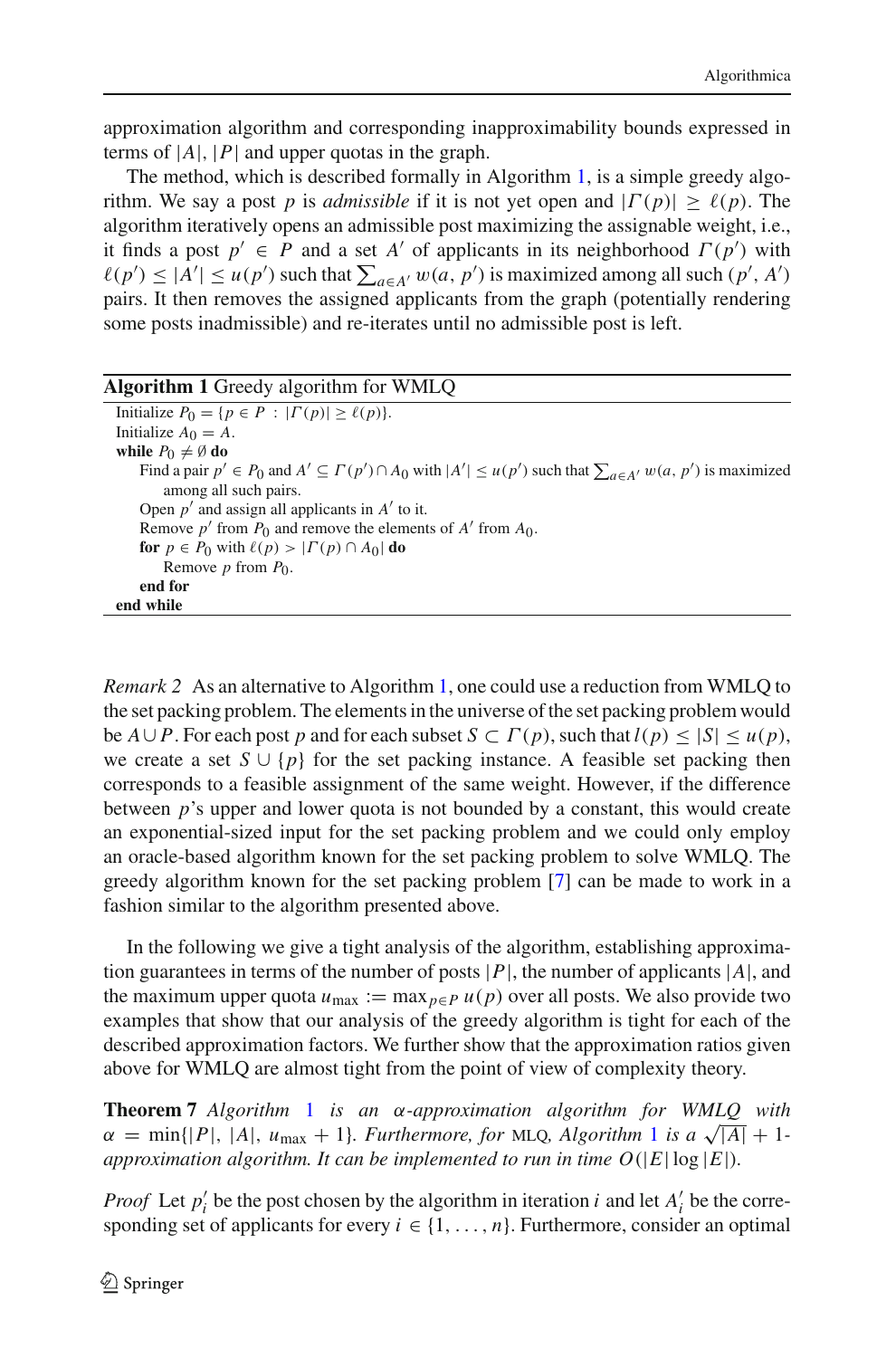approximation algorithm and corresponding inapproximability bounds expressed in terms of $|A|$, $|P|$ and upper quotas in the graph.

The method, which is described formally in Algorithm 1, is a simple greedy algorithm. We say a post $p$ is *admissible* if it is not yet open and $|\Gamma(p)| \geq \ell(p)$. The algorithm iteratively opens an admissible post maximizing the assignable weight, i.e., it finds a post $p' \in P$ and a set $A'$ of applicants in its neighborhood $\Gamma(p')$ with $\ell(p') \leq |A'| \leq u(p')$ such that $\sum_{a \in A'} w(a, p')$ is maximized among all such $(p', A')$ pairs. It then removes the assigned applicants from the graph (potentially rendering some posts inadmissible) and re-iterates until no admissible post is left.

**Algorithm 1** Greedy algorithm for WMLQ

```
Initialize P_0 = {p ∈ P : |Γ(p)| ≥ ℓ(p)}.
Initialize A_0 = A.
while P_0 ≠ ∅ do
    Find a pair p' ∈ P_0 and A' ⊆ Γ(p') ∩ A_0 with |A'| ≤ u(p') such that Σ_{a∈A'} w(a, p') is maximized
        among all such pairs.
    Open p' and assign all applicants in A' to it.
    Remove p' from P_0 and remove the elements of A' from A_0.
    for p ∈ P_0 with ℓ(p) > |Γ(p) ∩ A_0| do
        Remove p from P_0.
    end for
end while
```

*Remark 2* As an alternative to Algorithm 1, one could use a reduction from WMLQ to the set packing problem. The elements in the universe of the set packing problem would be $A \cup P$. For each post $p$ and for each subset $S \subset \Gamma(p)$, such that $l(p) \leq |S| \leq u(p)$, we create a set $S \cup \{p\}$ for the set packing instance. A feasible set packing then corresponds to a feasible assignment of the same weight. However, if the difference between $p$'s upper and lower quota is not bounded by a constant, this would create an exponential-sized input for the set packing problem and we could only employ an oracle-based algorithm known for the set packing problem to solve WMLQ. The greedy algorithm known for the set packing problem [7] can be made to work in a fashion similar to the algorithm presented above.

In the following we give a tight analysis of the algorithm, establishing approximation guarantees in terms of the number of posts $|P|$, the number of applicants $|A|$, and the maximum upper quota $u_{\max} := \max_{p \in P} u(p)$ over all posts. We also provide two examples that show that our analysis of the greedy algorithm is tight for each of the described approximation factors. We further show that the approximation ratios given above for WMLQ are almost tight from the point of view of complexity theory.

**Theorem 7** *Algorithm 1 is an $\alpha$-approximation algorithm for WMLQ with $\alpha = \min\{|P|, |A|, u_{\max} + 1\}$. Furthermore, for* MLQ*, Algorithm 1 is a $\sqrt{|A|} + 1$-approximation algorithm. It can be implemented to run in time $O(|E| \log |E|)$.*

*Proof* Let $p'_i$ be the post chosen by the algorithm in iteration $i$ and let $A'_i$ be the corresponding set of applicants for every $i \in \{1, \ldots, n\}$. Furthermore, consider an optimal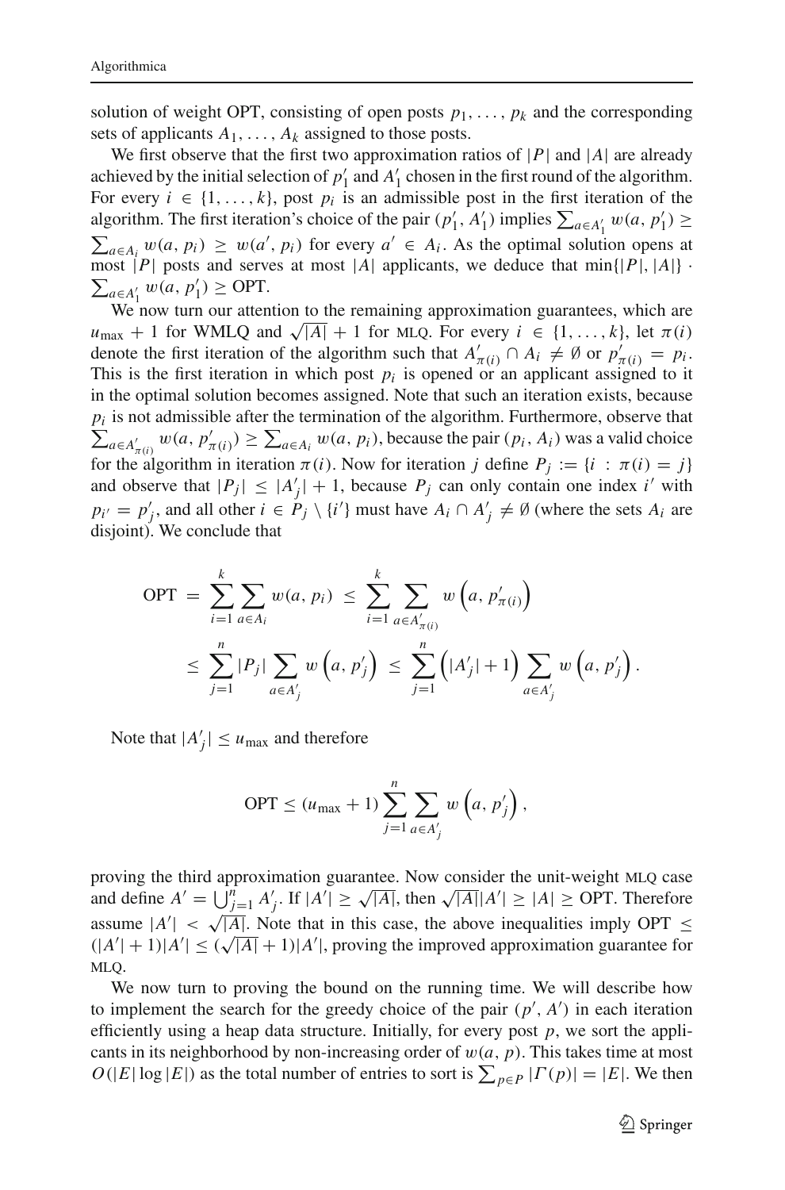solution of weight OPT, consisting of open posts $p_1, \ldots, p_k$ and the corresponding sets of applicants $A_1, \ldots, A_k$ assigned to those posts.

We first observe that the first two approximation ratios of $|P|$ and $|A|$ are already achieved by the initial selection of $p'_1$ and $A'_1$ chosen in the first round of the algorithm. For every $i \in \{1, \ldots, k\}$, post $p_i$ is an admissible post in the first iteration of the algorithm. The first iteration's choice of the pair $(p'_1, A'_1)$ implies $\sum_{a \in A'_1} w(a, p'_1) \geq \sum_{a \in A_i} w(a, p_i) \geq w(a', p_i)$ for every $a' \in A_i$. As the optimal solution opens at most $|P|$ posts and serves at most $|A|$ applicants, we deduce that $\min\{|P|, |A|\} \cdot \sum_{a \in A'_1} w(a, p'_1) \geq \text{OPT}$.

We now turn our attention to the remaining approximation guarantees, which are $u_{\max} + 1$ for WMLQ and $\sqrt{|A|} + 1$ for MLQ. For every $i \in \{1, \ldots, k\}$, let $\pi(i)$ denote the first iteration of the algorithm such that $A'_{\pi(i)} \cap A_i \neq \emptyset$ or $p'_{\pi(i)} = p_i$. This is the first iteration in which post $p_i$ is opened or an applicant assigned to it in the optimal solution becomes assigned. Note that such an iteration exists, because $p_i$ is not admissible after the termination of the algorithm. Furthermore, observe that $\sum_{a \in A'_{\pi(i)}} w(a, p'_{\pi(i)}) \geq \sum_{a \in A_i} w(a, p_i)$, because the pair $(p_i, A_i)$ was a valid choice for the algorithm in iteration $\pi(i)$. Now for iteration $j$ define $P_j := \{i : \pi(i) = j\}$ and observe that $|P_j| \leq |A'_j| + 1$, because $P_j$ can only contain one index $i'$ with $p_{i'} = p'_j$, and all other $i \in P_j \setminus \{i'\}$ must have $A_i \cap A'_j \neq \emptyset$ (where the sets $A_i$ are disjoint). We conclude that

$$
\begin{aligned}
\text{OPT} &= \sum_{i=1}^{k} \sum_{a \in A_i} w(a, p_i) \leq \sum_{i=1}^{k} \sum_{a \in A'_{\pi(i)}} w\left(a, p'_{\pi(i)}\right) \\
&\leq \sum_{j=1}^{n} |P_j| \sum_{a \in A'_j} w\left(a, p'_j\right) \leq \sum_{j=1}^{n} \left(|A'_j| + 1\right) \sum_{a \in A'_j} w\left(a, p'_j\right).
\end{aligned}
$$

Note that $|A'_j| \leq u_{\max}$ and therefore

$$
\text{OPT} \leq (u_{\max} + 1) \sum_{j=1}^{n} \sum_{a \in A'_j} w\left(a, p'_j\right),
$$

proving the third approximation guarantee. Now consider the unit-weight MLQ case and define $A' = \bigcup_{j=1}^{n} A'_j$. If $|A'| \geq \sqrt{|A|}$, then $\sqrt{|A|}|A'| \geq |A| \geq \text{OPT}$. Therefore assume $|A'| < \sqrt{|A|}$. Note that in this case, the above inequalities imply $\text{OPT} \leq (|A'| + 1)|A'| \leq (\sqrt{|A|} + 1)|A'|$, proving the improved approximation guarantee for MLQ.

We now turn to proving the bound on the running time. We will describe how to implement the search for the greedy choice of the pair $(p', A')$ in each iteration efficiently using a heap data structure. Initially, for every post $p$, we sort the applicants in its neighborhood by non-increasing order of $w(a, p)$. This takes time at most $O(|E| \log |E|)$ as the total number of entries to sort is $\sum_{p \in P} |\Gamma(p)| = |E|$. We then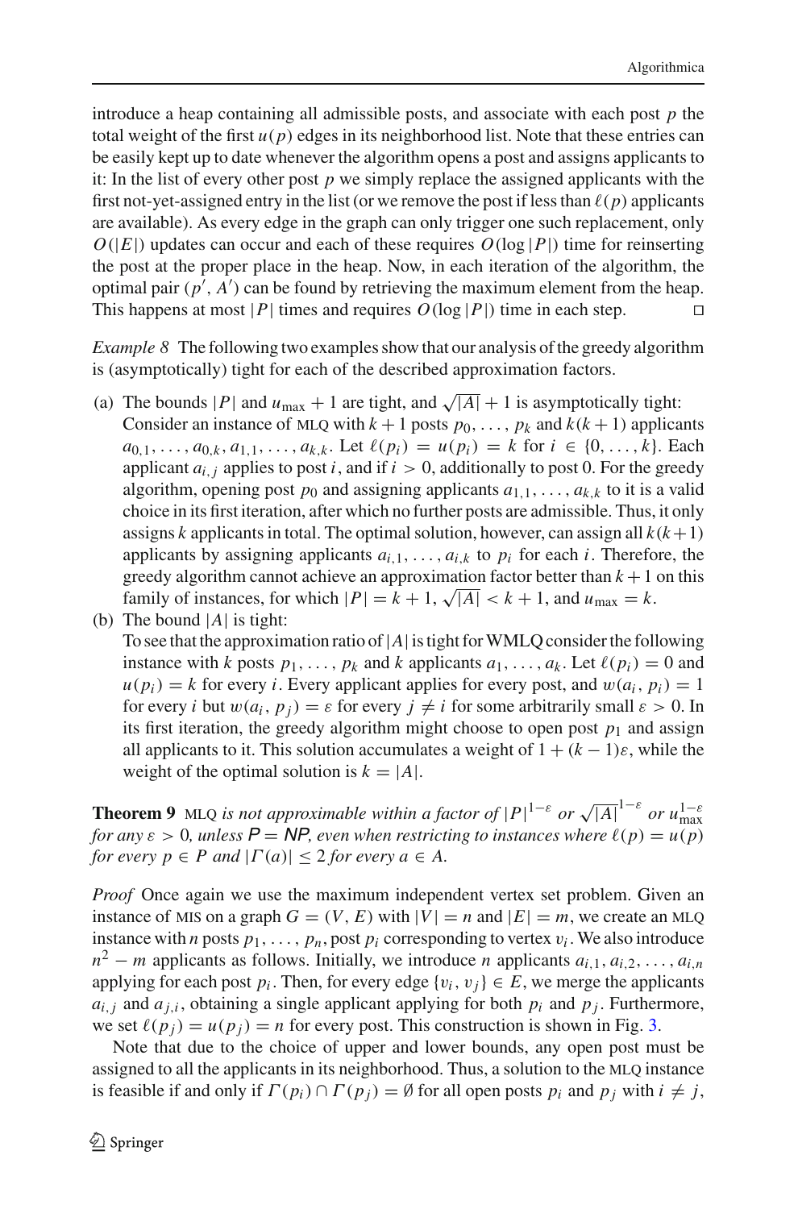introduce a heap containing all admissible posts, and associate with each post $p$ the total weight of the first $u(p)$ edges in its neighborhood list. Note that these entries can be easily kept up to date whenever the algorithm opens a post and assigns applicants to it: In the list of every other post $p$ we simply replace the assigned applicants with the first not-yet-assigned entry in the list (or we remove the post if less than $\ell(p)$ applicants are available). As every edge in the graph can only trigger one such replacement, only $O(|E|)$ updates can occur and each of these requires $O(\log |P|)$ time for reinserting the post at the proper place in the heap. Now, in each iteration of the algorithm, the optimal pair $(p', A')$ can be found by retrieving the maximum element from the heap. This happens at most $|P|$ times and requires $O(\log |P|)$ time in each step. □

*Example 8* The following two examples show that our analysis of the greedy algorithm is (asymptotically) tight for each of the described approximation factors.

(a) The bounds $|P|$ and $u_{\max} + 1$ are tight, and $\sqrt{|A|} + 1$ is asymptotically tight: Consider an instance of MLQ with $k + 1$ posts $p_0, \ldots, p_k$ and $k(k + 1)$ applicants $a_{0,1}, \ldots, a_{0,k}, a_{1,1}, \ldots, a_{k,k}$. Let $\ell(p_i) = u(p_i) = k$ for $i \in \{0, \ldots, k\}$. Each applicant $a_{i,j}$ applies to post $i$, and if $i > 0$, additionally to post 0. For the greedy algorithm, opening post $p_0$ and assigning applicants $a_{1,1}, \ldots, a_{k,k}$ to it is a valid choice in its first iteration, after which no further posts are admissible. Thus, it only assigns $k$ applicants in total. The optimal solution, however, can assign all $k(k+1)$ applicants by assigning applicants $a_{i,1}, \ldots, a_{i,k}$ to $p_i$ for each $i$. Therefore, the greedy algorithm cannot achieve an approximation factor better than $k + 1$ on this family of instances, for which $|P| = k + 1$, $\sqrt{|A|} < k + 1$, and $u_{\max} = k$.

(b) The bound $|A|$ is tight:
To see that the approximation ratio of $|A|$ is tight for WMLQ consider the following instance with $k$ posts $p_1, \ldots, p_k$ and $k$ applicants $a_1, \ldots, a_k$. Let $\ell(p_i) = 0$ and $u(p_i) = k$ for every $i$. Every applicant applies for every post, and $w(a_i, p_i) = 1$ for every $i$ but $w(a_i, p_j) = \varepsilon$ for every $j \neq i$ for some arbitrarily small $\varepsilon > 0$. In its first iteration, the greedy algorithm might choose to open post $p_1$ and assign all applicants to it. This solution accumulates a weight of $1 + (k - 1)\varepsilon$, while the weight of the optimal solution is $k = |A|$.

**Theorem 9** *MLQ is not approximable within a factor of $|P|^{1-\varepsilon}$ or $\sqrt{|A|}^{1-\varepsilon}$ or $u_{\max}^{1-\varepsilon}$ for any $\varepsilon > 0$, unless $P = NP$, even when restricting to instances where $\ell(p) = u(p)$ for every $p \in P$ and $|\Gamma(a)| \leq 2$ for every $a \in A$.*

*Proof* Once again we use the maximum independent vertex set problem. Given an instance of MIS on a graph $G = (V, E)$ with $|V| = n$ and $|E| = m$, we create an MLQ instance with $n$ posts $p_1, \ldots, p_n$, post $p_i$ corresponding to vertex $v_i$. We also introduce $n^2 - m$ applicants as follows. Initially, we introduce $n$ applicants $a_{i,1}, a_{i,2}, \ldots, a_{i,n}$ applying for each post $p_i$. Then, for every edge $\{v_i, v_j\} \in E$, we merge the applicants $a_{i,j}$ and $a_{j,i}$, obtaining a single applicant applying for both $p_i$ and $p_j$. Furthermore, we set $\ell(p_j) = u(p_j) = n$ for every post. This construction is shown in Fig. 3.

Note that due to the choice of upper and lower bounds, any open post must be assigned to all the applicants in its neighborhood. Thus, a solution to the MLQ instance is feasible if and only if $\Gamma(p_i) \cap \Gamma(p_j) = \emptyset$ for all open posts $p_i$ and $p_j$ with $i \neq j$,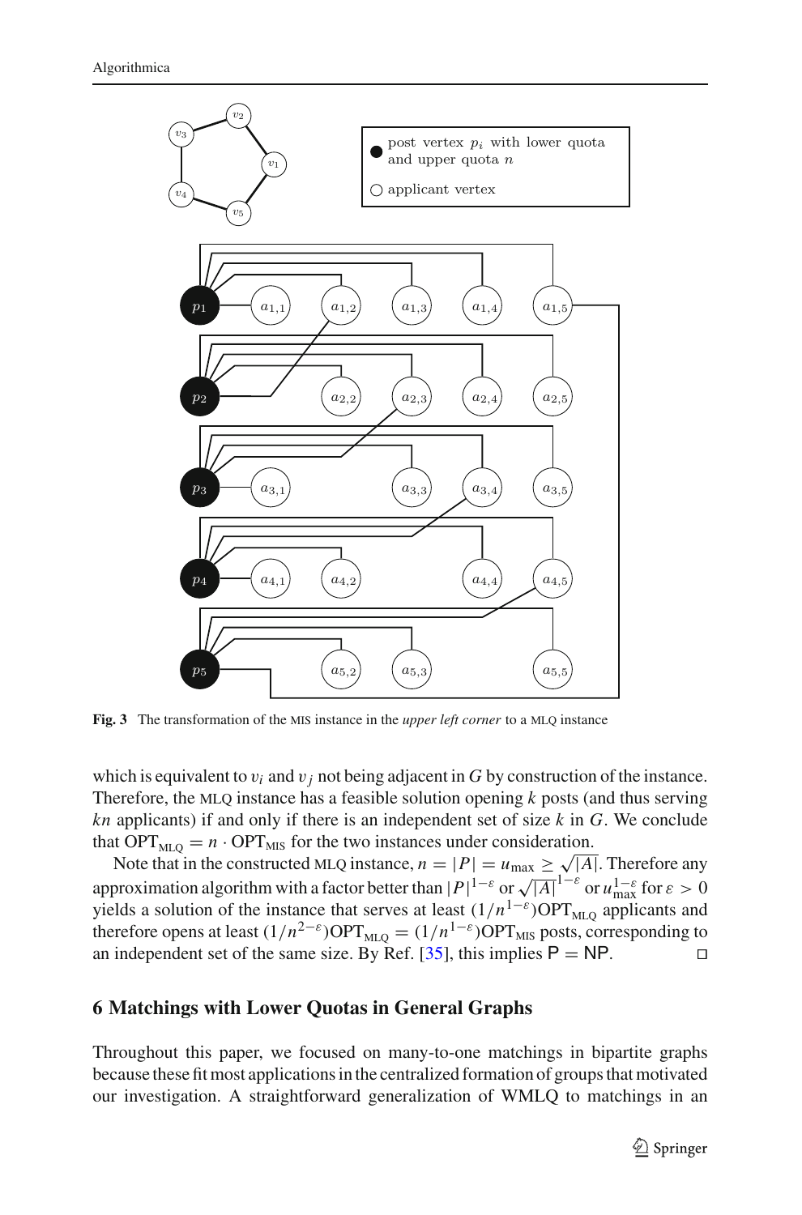**Fig. 3** The transformation of the MIS instance in the *upper left corner* to a MLQ instance

which is equivalent to $v_i$ and $v_j$ not being adjacent in $G$ by construction of the instance. Therefore, the MLQ instance has a feasible solution opening $k$ posts (and thus serving $kn$ applicants) if and only if there is an independent set of size $k$ in $G$. We conclude that $\mathrm{OPT}_{\mathrm{MLQ}} = n \cdot \mathrm{OPT}_{\mathrm{MIS}}$ for the two instances under consideration.

Note that in the constructed MLQ instance, $n = |P| = u_{\max} \geq \sqrt{|A|}$. Therefore any approximation algorithm with a factor better than $|P|^{1-\varepsilon}$ or $\sqrt{|A|}^{1-\varepsilon}$ or $u_{\max}^{1-\varepsilon}$ for $\varepsilon > 0$ yields a solution of the instance that serves at least $(1/n^{1-\varepsilon})\mathrm{OPT}_{\mathrm{MLQ}}$ applicants and therefore opens at least $(1/n^{2-\varepsilon})\mathrm{OPT}_{\mathrm{MLQ}} = (1/n^{1-\varepsilon})\mathrm{OPT}_{\mathrm{MIS}}$ posts, corresponding to an independent set of the same size. By Ref. [35], this implies $\mathsf{P} = \mathsf{NP}$. □

## 6 Matchings with Lower Quotas in General Graphs

Throughout this paper, we focused on many-to-one matchings in bipartite graphs because these fit most applications in the centralized formation of groups that motivated our investigation. A straightforward generalization of WMLQ to matchings in an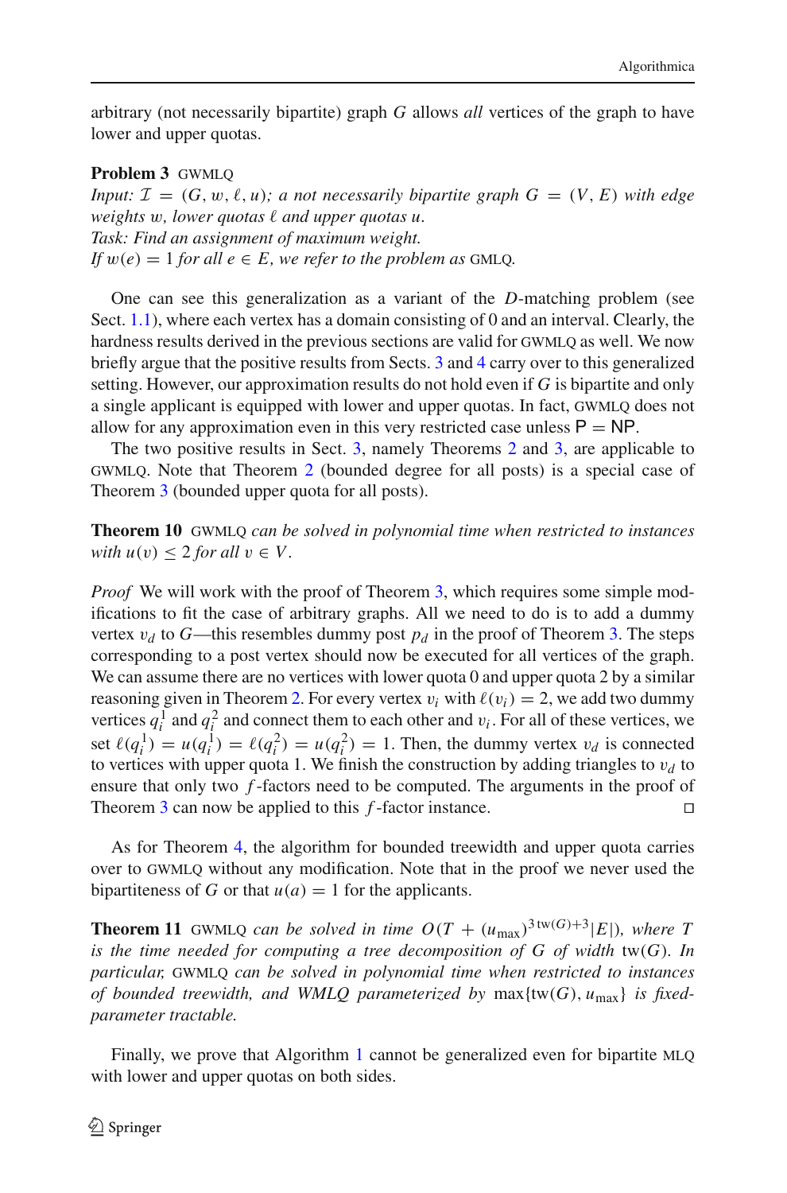arbitrary (not necessarily bipartite) graph $G$ allows *all* vertices of the graph to have lower and upper quotas.

**Problem 3** GWMLQ
*Input:* $\mathcal{I} = (G, w, \ell, u)$*; a not necessarily bipartite graph* $G = (V, E)$ *with edge weights* $w$*, lower quotas* $\ell$ *and upper quotas* $u$*.*
*Task: Find an assignment of maximum weight.*
*If* $w(e) = 1$ *for all* $e \in E$*, we refer to the problem as* GMLQ*.*

One can see this generalization as a variant of the $D$-matching problem (see Sect. 1.1), where each vertex has a domain consisting of 0 and an interval. Clearly, the hardness results derived in the previous sections are valid for GWMLQ as well. We now briefly argue that the positive results from Sects. 3 and 4 carry over to this generalized setting. However, our approximation results do not hold even if $G$ is bipartite and only a single applicant is equipped with lower and upper quotas. In fact, GWMLQ does not allow for any approximation even in this very restricted case unless $\mathsf{P} = \mathsf{NP}$.

The two positive results in Sect. 3, namely Theorems 2 and 3, are applicable to GWMLQ. Note that Theorem 2 (bounded degree for all posts) is a special case of Theorem 3 (bounded upper quota for all posts).

**Theorem 10** GWMLQ *can be solved in polynomial time when restricted to instances with* $u(v) \leq 2$ *for all* $v \in V$*.*

*Proof* We will work with the proof of Theorem 3, which requires some simple modifications to fit the case of arbitrary graphs. All we need to do is to add a dummy vertex $v_d$ to $G$—this resembles dummy post $p_d$ in the proof of Theorem 3. The steps corresponding to a post vertex should now be executed for all vertices of the graph. We can assume there are no vertices with lower quota 0 and upper quota 2 by a similar reasoning given in Theorem 2. For every vertex $v_i$ with $\ell(v_i) = 2$, we add two dummy vertices $q_i^1$ and $q_i^2$ and connect them to each other and $v_i$. For all of these vertices, we set $\ell(q_i^1) = u(q_i^1) = \ell(q_i^2) = u(q_i^2) = 1$. Then, the dummy vertex $v_d$ is connected to vertices with upper quota 1. We finish the construction by adding triangles to $v_d$ to ensure that only two $f$-factors need to be computed. The arguments in the proof of Theorem 3 can now be applied to this $f$-factor instance. □

As for Theorem 4, the algorithm for bounded treewidth and upper quota carries over to GWMLQ without any modification. Note that in the proof we never used the bipartiteness of $G$ or that $u(a) = 1$ for the applicants.

**Theorem 11** GWMLQ *can be solved in time* $O(T + (u_{\max})^{3\,\mathrm{tw}(G)+3}|E|)$*, where* $T$ *is the time needed for computing a tree decomposition of* $G$ *of width* $\mathrm{tw}(G)$*. In particular,* GWMLQ *can be solved in polynomial time when restricted to instances of bounded treewidth, and WMLQ parameterized by* $\max\{\mathrm{tw}(G), u_{\max}\}$ *is fixed-parameter tractable.*

Finally, we prove that Algorithm 1 cannot be generalized even for bipartite MLQ with lower and upper quotas on both sides.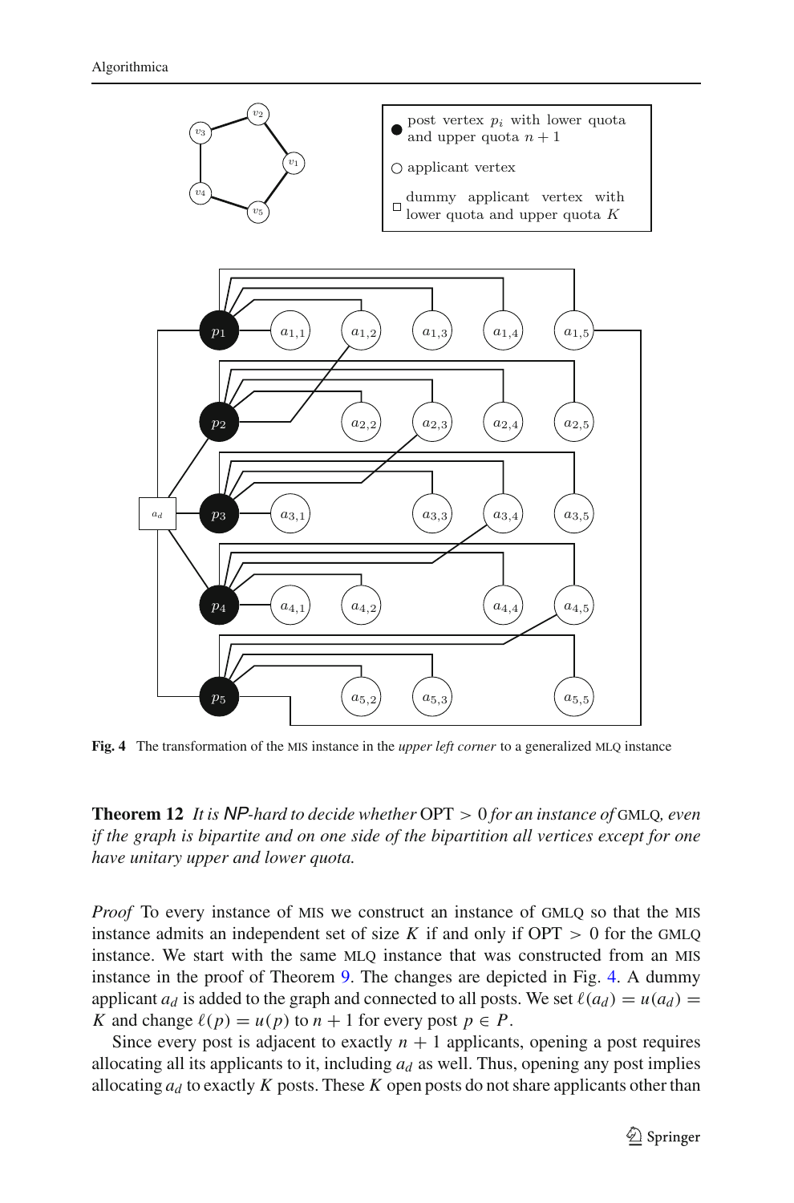**Fig. 4** The transformation of the MIS instance in the *upper left corner* to a generalized MLQ instance

**Theorem 12** *It is NP-hard to decide whether* OPT $> 0$ *for an instance of* GMLQ*, even if the graph is bipartite and on one side of the bipartition all vertices except for one have unitary upper and lower quota.*

*Proof* To every instance of MIS we construct an instance of GMLQ so that the MIS instance admits an independent set of size $K$ if and only if OPT $> 0$ for the GMLQ instance. We start with the same MLQ instance that was constructed from an MIS instance in the proof of Theorem 9. The changes are depicted in Fig. 4. A dummy applicant $a_d$ is added to the graph and connected to all posts. We set $\ell(a_d) = u(a_d) = K$ and change $\ell(p) = u(p)$ to $n + 1$ for every post $p \in P$.

Since every post is adjacent to exactly $n + 1$ applicants, opening a post requires allocating all its applicants to it, including $a_d$ as well. Thus, opening any post implies allocating $a_d$ to exactly $K$ posts. These $K$ open posts do not share applicants other than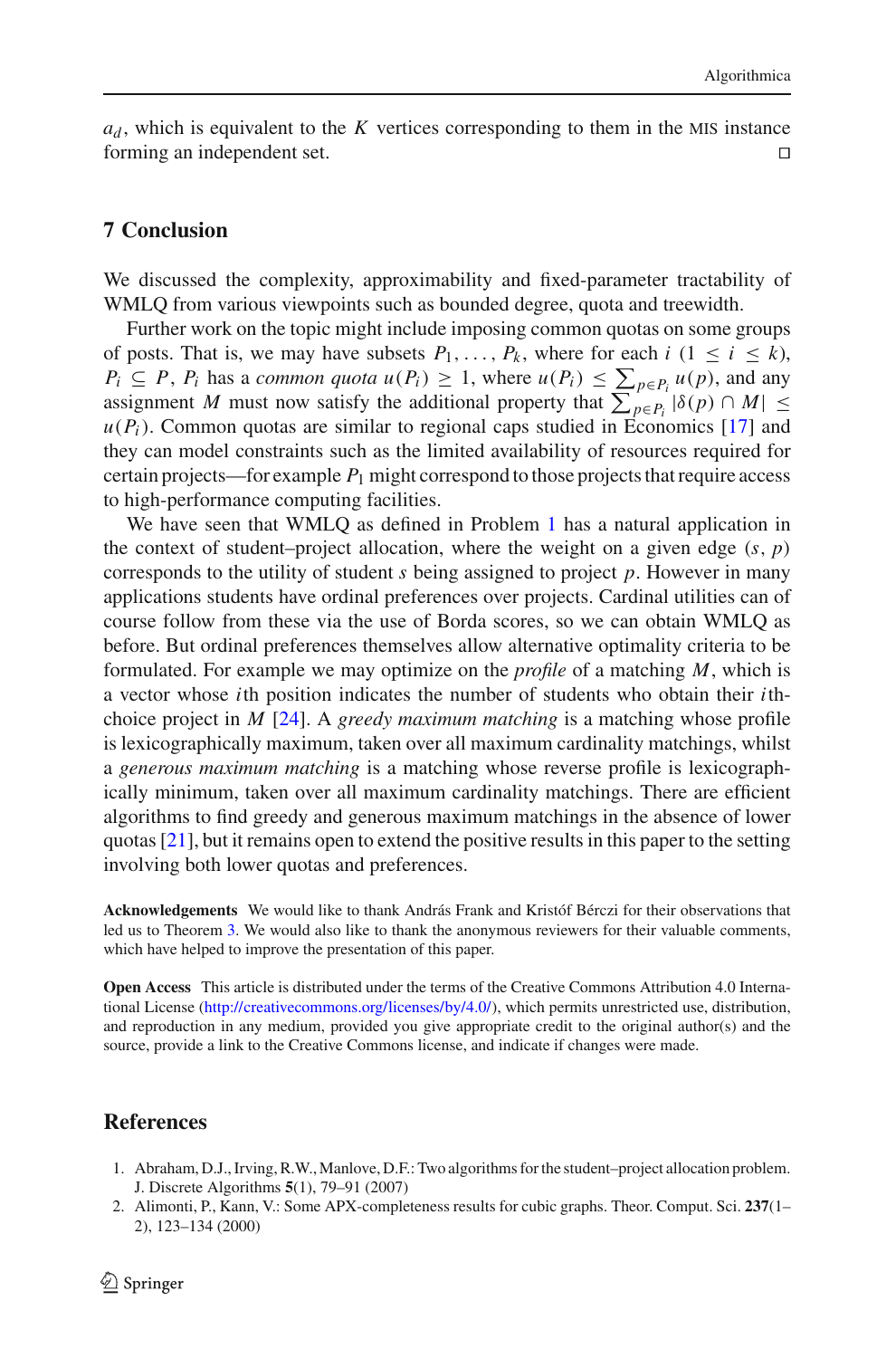$a_d$, which is equivalent to the $K$ vertices corresponding to them in the MIS instance forming an independent set. □

## 7 Conclusion

We discussed the complexity, approximability and fixed-parameter tractability of WMLQ from various viewpoints such as bounded degree, quota and treewidth.

Further work on the topic might include imposing common quotas on some groups of posts. That is, we may have subsets $P_1, \ldots, P_k$, where for each $i$ ($1 \leq i \leq k$), $P_i \subseteq P$, $P_i$ has a *common quota* $u(P_i) \geq 1$, where $u(P_i) \leq \sum_{p \in P_i} u(p)$, and any assignment $M$ must now satisfy the additional property that $\sum_{p \in P_i} |\delta(p) \cap M| \leq u(P_i)$. Common quotas are similar to regional caps studied in Economics [17] and they can model constraints such as the limited availability of resources required for certain projects—for example $P_1$ might correspond to those projects that require access to high-performance computing facilities.

We have seen that WMLQ as defined in Problem 1 has a natural application in the context of student–project allocation, where the weight on a given edge $(s, p)$ corresponds to the utility of student $s$ being assigned to project $p$. However in many applications students have ordinal preferences over projects. Cardinal utilities can of course follow from these via the use of Borda scores, so we can obtain WMLQ as before. But ordinal preferences themselves allow alternative optimality criteria to be formulated. For example we may optimize on the *profile* of a matching $M$, which is a vector whose $i$th position indicates the number of students who obtain their $i$th-choice project in $M$ [24]. A *greedy maximum matching* is a matching whose profile is lexicographically maximum, taken over all maximum cardinality matchings, whilst a *generous maximum matching* is a matching whose reverse profile is lexicographically minimum, taken over all maximum cardinality matchings. There are efficient algorithms to find greedy and generous maximum matchings in the absence of lower quotas [21], but it remains open to extend the positive results in this paper to the setting involving both lower quotas and preferences.

**Acknowledgements** We would like to thank András Frank and Kristóf Bérczi for their observations that led us to Theorem 3. We would also like to thank the anonymous reviewers for their valuable comments, which have helped to improve the presentation of this paper.

**Open Access** This article is distributed under the terms of the Creative Commons Attribution 4.0 International License (http://creativecommons.org/licenses/by/4.0/), which permits unrestricted use, distribution, and reproduction in any medium, provided you give appropriate credit to the original author(s) and the source, provide a link to the Creative Commons license, and indicate if changes were made.

## References

1. Abraham, D.J., Irving, R.W., Manlove, D.F.: Two algorithms for the student–project allocation problem. J. Discrete Algorithms **5**(1), 79–91 (2007)
2. Alimonti, P., Kann, V.: Some APX-completeness results for cubic graphs. Theor. Comput. Sci. **237**(1–2), 123–134 (2000)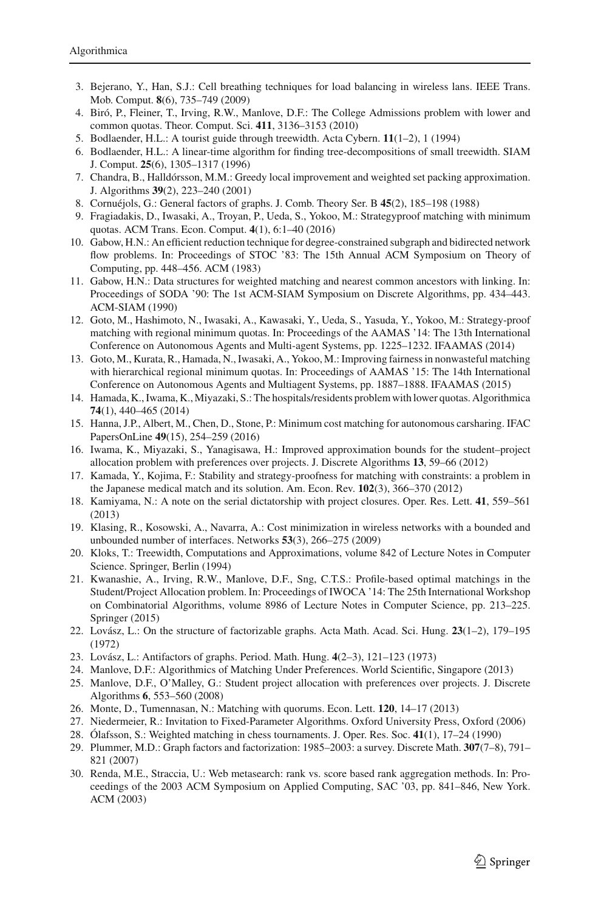3. Bejerano, Y., Han, S.J.: Cell breathing techniques for load balancing in wireless lans. IEEE Trans. Mob. Comput. **8**(6), 735–749 (2009)
4. Biró, P., Fleiner, T., Irving, R.W., Manlove, D.F.: The College Admissions problem with lower and common quotas. Theor. Comput. Sci. **411**, 3136–3153 (2010)
5. Bodlaender, H.L.: A tourist guide through treewidth. Acta Cybern. **11**(1–2), 1 (1994)
6. Bodlaender, H.L.: A linear-time algorithm for finding tree-decompositions of small treewidth. SIAM J. Comput. **25**(6), 1305–1317 (1996)
7. Chandra, B., Halldórsson, M.M.: Greedy local improvement and weighted set packing approximation. J. Algorithms **39**(2), 223–240 (2001)
8. Cornuéjols, G.: General factors of graphs. J. Comb. Theory Ser. B **45**(2), 185–198 (1988)
9. Fragiadakis, D., Iwasaki, A., Troyan, P., Ueda, S., Yokoo, M.: Strategyproof matching with minimum quotas. ACM Trans. Econ. Comput. **4**(1), 6:1–40 (2016)
10. Gabow, H.N.: An efficient reduction technique for degree-constrained subgraph and bidirected network flow problems. In: Proceedings of STOC '83: The 15th Annual ACM Symposium on Theory of Computing, pp. 448–456. ACM (1983)
11. Gabow, H.N.: Data structures for weighted matching and nearest common ancestors with linking. In: Proceedings of SODA '90: The 1st ACM-SIAM Symposium on Discrete Algorithms, pp. 434–443. ACM-SIAM (1990)
12. Goto, M., Hashimoto, N., Iwasaki, A., Kawasaki, Y., Ueda, S., Yasuda, Y., Yokoo, M.: Strategy-proof matching with regional minimum quotas. In: Proceedings of the AAMAS '14: The 13th International Conference on Autonomous Agents and Multi-agent Systems, pp. 1225–1232. IFAAMAS (2014)
13. Goto, M., Kurata, R., Hamada, N., Iwasaki, A., Yokoo, M.: Improving fairness in nonwasteful matching with hierarchical regional minimum quotas. In: Proceedings of AAMAS '15: The 14th International Conference on Autonomous Agents and Multiagent Systems, pp. 1887–1888. IFAAMAS (2015)
14. Hamada, K., Iwama, K., Miyazaki, S.: The hospitals/residents problem with lower quotas. Algorithmica **74**(1), 440–465 (2014)
15. Hanna, J.P., Albert, M., Chen, D., Stone, P.: Minimum cost matching for autonomous carsharing. IFAC PapersOnLine **49**(15), 254–259 (2016)
16. Iwama, K., Miyazaki, S., Yanagisawa, H.: Improved approximation bounds for the student–project allocation problem with preferences over projects. J. Discrete Algorithms **13**, 59–66 (2012)
17. Kamada, Y., Kojima, F.: Stability and strategy-proofness for matching with constraints: a problem in the Japanese medical match and its solution. Am. Econ. Rev. **102**(3), 366–370 (2012)
18. Kamiyama, N.: A note on the serial dictatorship with project closures. Oper. Res. Lett. **41**, 559–561 (2013)
19. Klasing, R., Kosowski, A., Navarra, A.: Cost minimization in wireless networks with a bounded and unbounded number of interfaces. Networks **53**(3), 266–275 (2009)
20. Kloks, T.: Treewidth, Computations and Approximations, volume 842 of Lecture Notes in Computer Science. Springer, Berlin (1994)
21. Kwanashie, A., Irving, R.W., Manlove, D.F., Sng, C.T.S.: Profile-based optimal matchings in the Student/Project Allocation problem. In: Proceedings of IWOCA '14: The 25th International Workshop on Combinatorial Algorithms, volume 8986 of Lecture Notes in Computer Science, pp. 213–225. Springer (2015)
22. Lovász, L.: On the structure of factorizable graphs. Acta Math. Acad. Sci. Hung. **23**(1–2), 179–195 (1972)
23. Lovász, L.: Antifactors of graphs. Period. Math. Hung. **4**(2–3), 121–123 (1973)
24. Manlove, D.F.: Algorithmics of Matching Under Preferences. World Scientific, Singapore (2013)
25. Manlove, D.F., O'Malley, G.: Student project allocation with preferences over projects. J. Discrete Algorithms **6**, 553–560 (2008)
26. Monte, D., Tumennasan, N.: Matching with quorums. Econ. Lett. **120**, 14–17 (2013)
27. Niedermeier, R.: Invitation to Fixed-Parameter Algorithms. Oxford University Press, Oxford (2006)
28. Ólafsson, S.: Weighted matching in chess tournaments. J. Oper. Res. Soc. **41**(1), 17–24 (1990)
29. Plummer, M.D.: Graph factors and factorization: 1985–2003: a survey. Discrete Math. **307**(7–8), 791–821 (2007)
30. Renda, M.E., Straccia, U.: Web metasearch: rank vs. score based rank aggregation methods. In: Proceedings of the 2003 ACM Symposium on Applied Computing, SAC '03, pp. 841–846, New York. ACM (2003)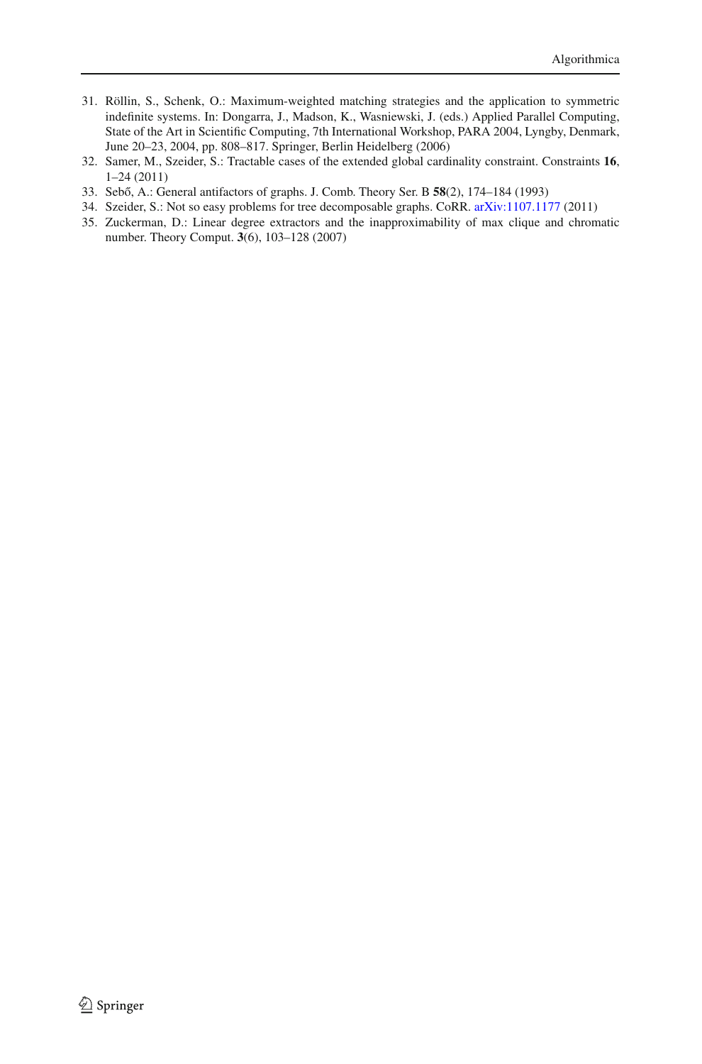31. Röllin, S., Schenk, O.: Maximum-weighted matching strategies and the application to symmetric indefinite systems. In: Dongarra, J., Madson, K., Wasniewski, J. (eds.) Applied Parallel Computing, State of the Art in Scientific Computing, 7th International Workshop, PARA 2004, Lyngby, Denmark, June 20–23, 2004, pp. 808–817. Springer, Berlin Heidelberg (2006)
32. Samer, M., Szeider, S.: Tractable cases of the extended global cardinality constraint. Constraints **16**, 1–24 (2011)
33. Sebő, A.: General antifactors of graphs. J. Comb. Theory Ser. B **58**(2), 174–184 (1993)
34. Szeider, S.: Not so easy problems for tree decomposable graphs. CoRR. arXiv:1107.1177 (2011)
35. Zuckerman, D.: Linear degree extractors and the inapproximability of max clique and chromatic number. Theory Comput. **3**(6), 103–128 (2007)